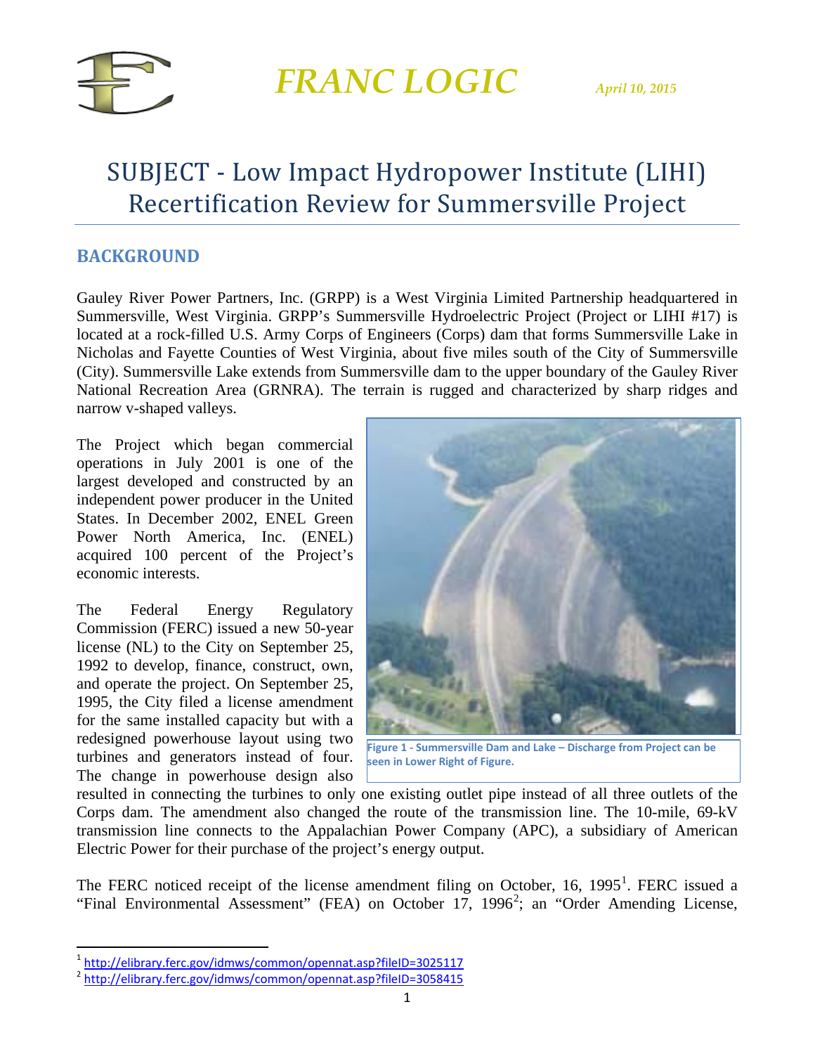# FRANC LOGIC

*April 10, 2015*

# SUBJECT - Low Impact Hydropower Institute (LIHI) Recertification Review for Summersville Project

## BACKGROUND

Gauley River Power Partners, Inc. (GRPP) is a West Virginia Limited Partnership headquartered in Summersville, West Virginia. GRPP's Summersville Hydroelectric Project (Project or LIHI #17) is located at a rock-filled U.S. Army Corps of Engineers (Corps) dam that forms Summersville Lake in Nicholas and Fayette Counties of West Virginia, about five miles south of the City of Summersville (City). Summersville Lake extends from Summersville dam to the upper boundary of the Gauley River National Recreation Area (GRNRA). The terrain is rugged and characterized by sharp ridges and narrow v-shaped valleys.

The Project which began commercial operations in July 2001 is one of the largest developed and constructed by an independent power producer in the United States. In December 2002, ENEL Green Power North America, Inc. (ENEL) acquired 100 percent of the Project's economic interests.

Figure 1 - Summersville Dam and Lake – Discharge from Project can be seen in Lower Right of Figure.

The Federal Energy Regulatory Commission (FERC) issued a new 50-year license (NL) to the City on September 25, 1992 to develop, finance, construct, own, and operate the project. On September 25, 1995, the City filed a license amendment for the same installed capacity but with a redesigned powerhouse layout using two turbines and generators instead of four. The change in powerhouse design also resulted in connecting the turbines to only one existing outlet pipe instead of all three outlets of the Corps dam. The amendment also changed the route of the transmission line. The 10-mile, 69-kV transmission line connects to the Appalachian Power Company (APC), a subsidiary of American Electric Power for their purchase of the project's energy output.

The FERC noticed receipt of the license amendment filing on October, 16, 1995[1]. FERC issued a "Final Environmental Assessment" (FEA) on October 17, 1996[2]; an "Order Amending License,

---

[1] http://elibrary.ferc.gov/idmws/common/opennat.asp?fileID=3025117

[2] http://elibrary.ferc.gov/idmws/common/opennat.asp?fileID=3058415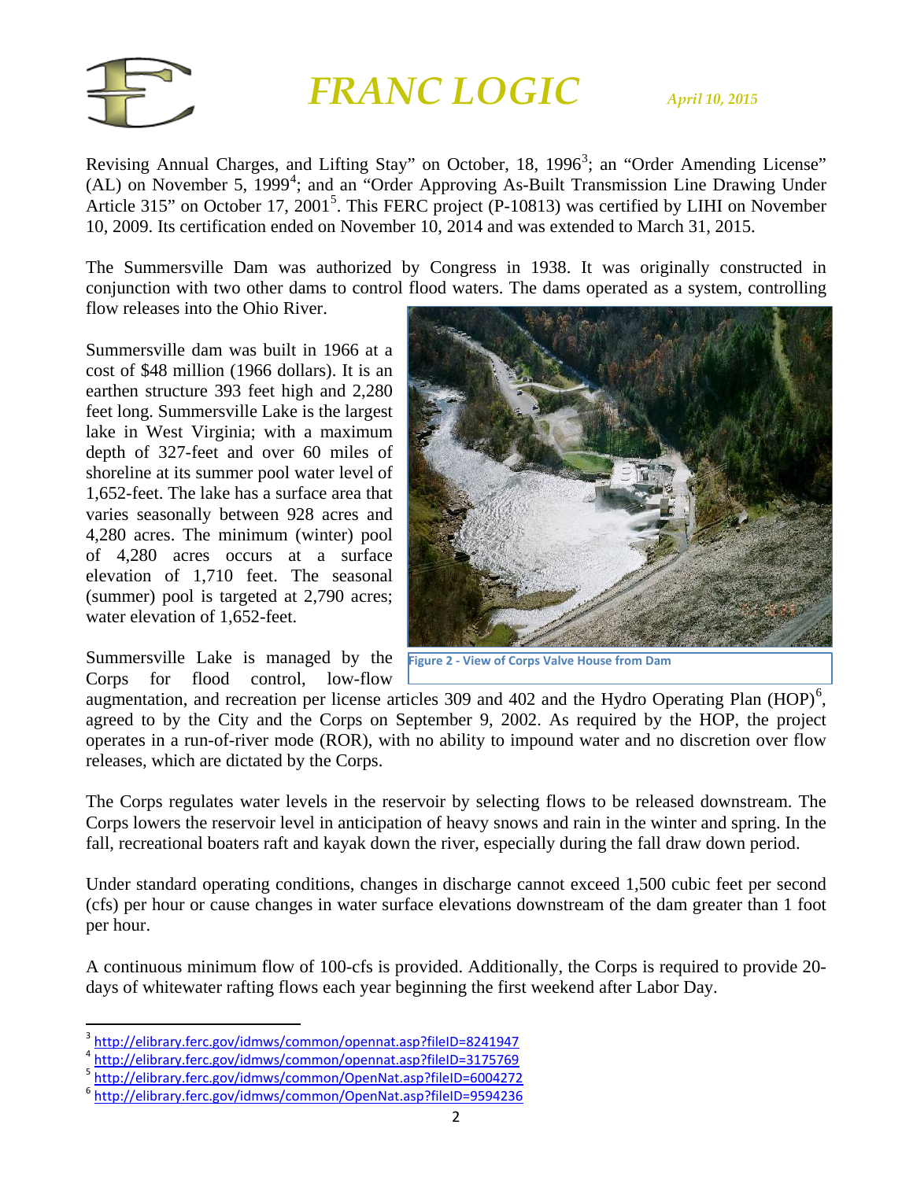Revising Annual Charges, and Lifting Stay" on October, 18, 1996[3]; an "Order Amending License" (AL) on November 5, 1999[4]; and an "Order Approving As-Built Transmission Line Drawing Under Article 315" on October 17, 2001[5]. This FERC project (P-10813) was certified by LIHI on November 10, 2009. Its certification ended on November 10, 2014 and was extended to March 31, 2015.

The Summersville Dam was authorized by Congress in 1938. It was originally constructed in conjunction with two other dams to control flood waters. The dams operated as a system, controlling flow releases into the Ohio River.

Summersville dam was built in 1966 at a cost of $48 million (1966 dollars). It is an earthen structure 393 feet high and 2,280 feet long. Summersville Lake is the largest lake in West Virginia; with a maximum depth of 327-feet and over 60 miles of shoreline at its summer pool water level of 1,652-feet. The lake has a surface area that varies seasonally between 928 acres and 4,280 acres. The minimum (winter) pool of 4,280 acres occurs at a surface elevation of 1,710 feet. The seasonal (summer) pool is targeted at 2,790 acres; water elevation of 1,652-feet.

Figure 2 - View of Corps Valve House from Dam

Summersville Lake is managed by the Corps for flood control, low-flow augmentation, and recreation per license articles 309 and 402 and the Hydro Operating Plan (HOP)[6], agreed to by the City and the Corps on September 9, 2002. As required by the HOP, the project operates in a run-of-river mode (ROR), with no ability to impound water and no discretion over flow releases, which are dictated by the Corps.

The Corps regulates water levels in the reservoir by selecting flows to be released downstream. The Corps lowers the reservoir level in anticipation of heavy snows and rain in the winter and spring. In the fall, recreational boaters raft and kayak down the river, especially during the fall draw down period.

Under standard operating conditions, changes in discharge cannot exceed 1,500 cubic feet per second (cfs) per hour or cause changes in water surface elevations downstream of the dam greater than 1 foot per hour.

A continuous minimum flow of 100-cfs is provided. Additionally, the Corps is required to provide 20-days of whitewater rafting flows each year beginning the first weekend after Labor Day.

---

[3] http://elibrary.ferc.gov/idmws/common/opennat.asp?fileID=8241947

[4] http://elibrary.ferc.gov/idmws/common/opennat.asp?fileID=3175769

[5] http://elibrary.ferc.gov/idmws/common/OpenNat.asp?fileID=6004272

[6] http://elibrary.ferc.gov/idmws/common/OpenNat.asp?fileID=9594236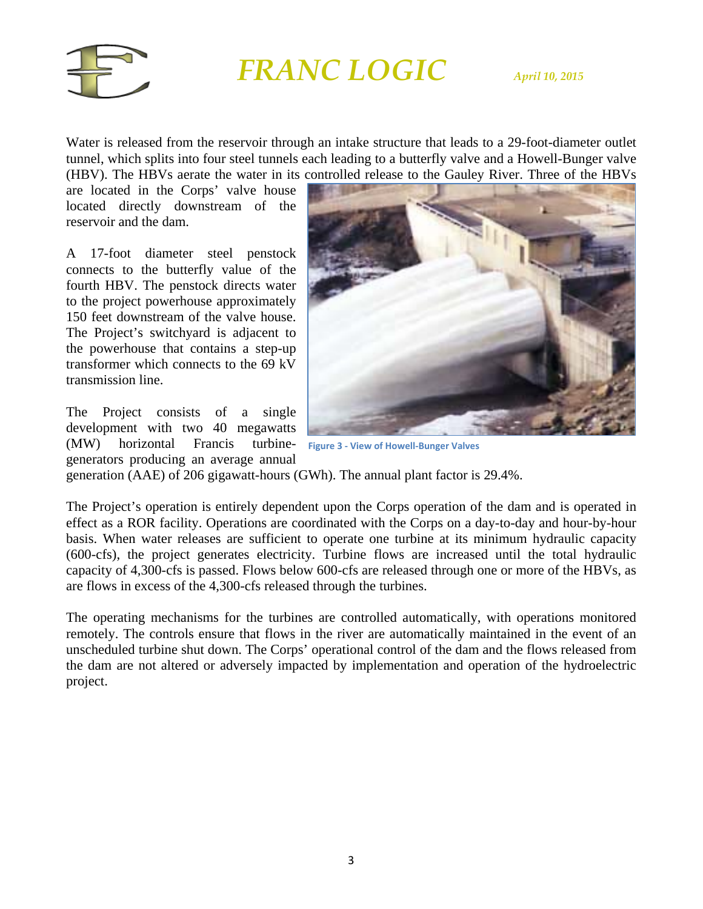Water is released from the reservoir through an intake structure that leads to a 29-foot-diameter outlet tunnel, which splits into four steel tunnels each leading to a butterfly valve and a Howell-Bunger valve (HBV). The HBVs aerate the water in its controlled release to the Gauley River. Three of the HBVs are located in the Corps' valve house located directly downstream of the reservoir and the dam.

A 17-foot diameter steel penstock connects to the butterfly value of the fourth HBV. The penstock directs water to the project powerhouse approximately 150 feet downstream of the valve house. The Project's switchyard is adjacent to the powerhouse that contains a step-up transformer which connects to the 69 kV transmission line.

Figure 3 - View of Howell-Bunger Valves

The Project consists of a single development with two 40 megawatts (MW) horizontal Francis turbine-generators producing an average annual generation (AAE) of 206 gigawatt-hours (GWh). The annual plant factor is 29.4%.

The Project's operation is entirely dependent upon the Corps operation of the dam and is operated in effect as a ROR facility. Operations are coordinated with the Corps on a day-to-day and hour-by-hour basis. When water releases are sufficient to operate one turbine at its minimum hydraulic capacity (600-cfs), the project generates electricity. Turbine flows are increased until the total hydraulic capacity of 4,300-cfs is passed. Flows below 600-cfs are released through one or more of the HBVs, as are flows in excess of the 4,300-cfs released through the turbines.

The operating mechanisms for the turbines are controlled automatically, with operations monitored remotely. The controls ensure that flows in the river are automatically maintained in the event of an unscheduled turbine shut down. The Corps' operational control of the dam and the flows released from the dam are not altered or adversely impacted by implementation and operation of the hydroelectric project.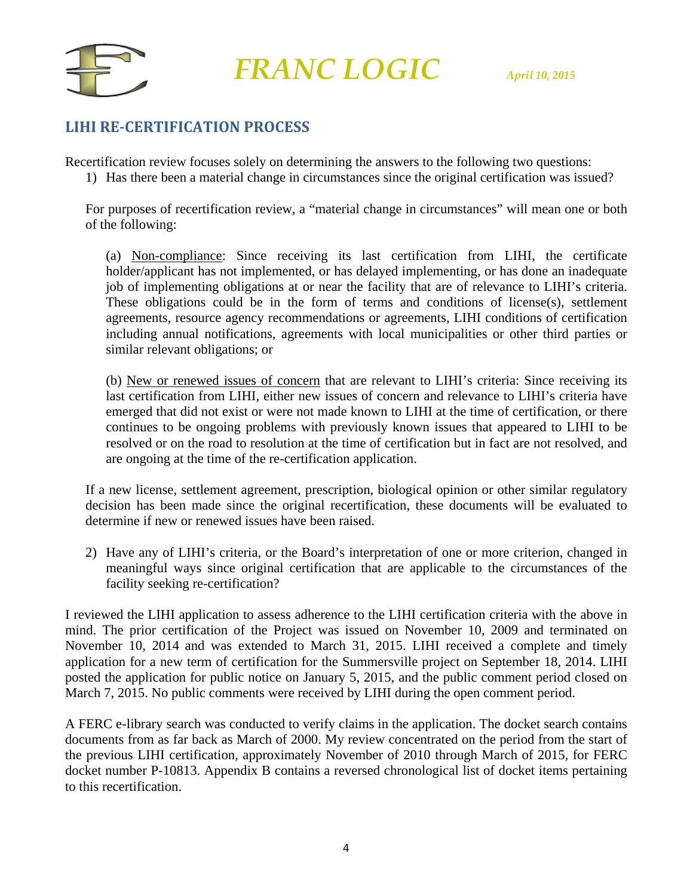## LIHI RE-CERTIFICATION PROCESS

Recertification review focuses solely on determining the answers to the following two questions:

1) Has there been a material change in circumstances since the original certification was issued?

For purposes of recertification review, a "material change in circumstances" will mean one or both of the following:

(a) Non-compliance: Since receiving its last certification from LIHI, the certificate holder/applicant has not implemented, or has delayed implementing, or has done an inadequate job of implementing obligations at or near the facility that are of relevance to LIHI's criteria. These obligations could be in the form of terms and conditions of license(s), settlement agreements, resource agency recommendations or agreements, LIHI conditions of certification including annual notifications, agreements with local municipalities or other third parties or similar relevant obligations; or

(b) New or renewed issues of concern that are relevant to LIHI's criteria: Since receiving its last certification from LIHI, either new issues of concern and relevance to LIHI's criteria have emerged that did not exist or were not made known to LIHI at the time of certification, or there continues to be ongoing problems with previously known issues that appeared to LIHI to be resolved or on the road to resolution at the time of certification but in fact are not resolved, and are ongoing at the time of the re-certification application.

If a new license, settlement agreement, prescription, biological opinion or other similar regulatory decision has been made since the original recertification, these documents will be evaluated to determine if new or renewed issues have been raised.

2) Have any of LIHI's criteria, or the Board's interpretation of one or more criterion, changed in meaningful ways since original certification that are applicable to the circumstances of the facility seeking re-certification?

I reviewed the LIHI application to assess adherence to the LIHI certification criteria with the above in mind. The prior certification of the Project was issued on November 10, 2009 and terminated on November 10, 2014 and was extended to March 31, 2015. LIHI received a complete and timely application for a new term of certification for the Summersville project on September 18, 2014. LIHI posted the application for public notice on January 5, 2015, and the public comment period closed on March 7, 2015. No public comments were received by LIHI during the open comment period.

A FERC e-library search was conducted to verify claims in the application. The docket search contains documents from as far back as March of 2000. My review concentrated on the period from the start of the previous LIHI certification, approximately November of 2010 through March of 2015, for FERC docket number P-10813. Appendix B contains a reversed chronological list of docket items pertaining to this recertification.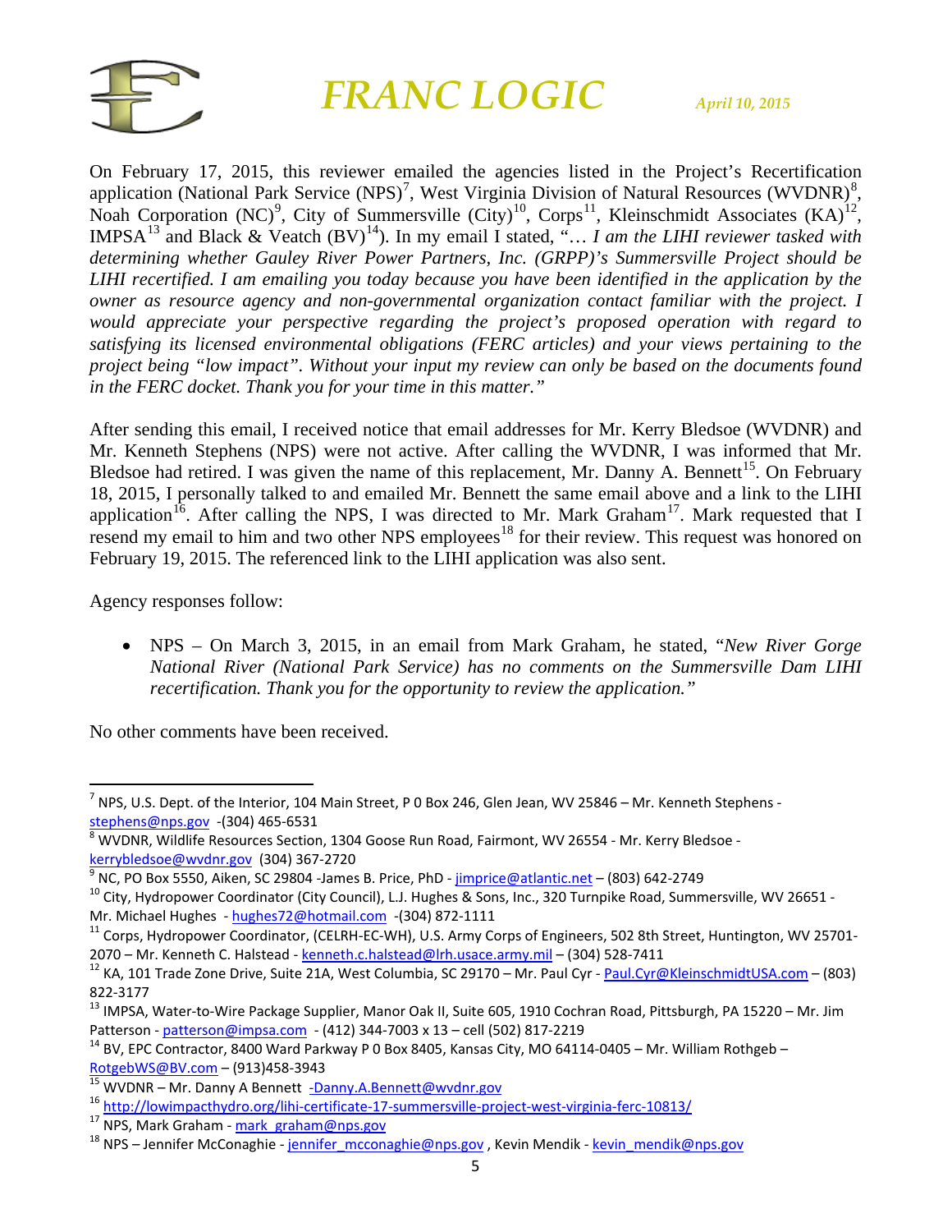On February 17, 2015, this reviewer emailed the agencies listed in the Project's Recertification application (National Park Service (NPS)[7], West Virginia Division of Natural Resources (WVDNR)[8], Noah Corporation (NC)[9], City of Summersville (City)[10], Corps[11], Kleinschmidt Associates (KA)[12], IMPSA[13] and Black & Veatch (BV)[14]). In my email I stated, "*… I am the LIHI reviewer tasked with determining whether Gauley River Power Partners, Inc. (GRPP)'s Summersville Project should be LIHI recertified. I am emailing you today because you have been identified in the application by the owner as resource agency and non-governmental organization contact familiar with the project. I would appreciate your perspective regarding the project's proposed operation with regard to satisfying its licensed environmental obligations (FERC articles) and your views pertaining to the project being "low impact". Without your input my review can only be based on the documents found in the FERC docket. Thank you for your time in this matter.*"

After sending this email, I received notice that email addresses for Mr. Kerry Bledsoe (WVDNR) and Mr. Kenneth Stephens (NPS) were not active. After calling the WVDNR, I was informed that Mr. Bledsoe had retired. I was given the name of this replacement, Mr. Danny A. Bennett[15]. On February 18, 2015, I personally talked to and emailed Mr. Bennett the same email above and a link to the LIHI application[16]. After calling the NPS, I was directed to Mr. Mark Graham[17]. Mark requested that I resend my email to him and two other NPS employees[18] for their review. This request was honored on February 19, 2015. The referenced link to the LIHI application was also sent.

Agency responses follow:

- NPS – On March 3, 2015, in an email from Mark Graham, he stated, "*New River Gorge National River (National Park Service) has no comments on the Summersville Dam LIHI recertification. Thank you for the opportunity to review the application.*"

No other comments have been received.

---

[7] NPS, U.S. Dept. of the Interior, 104 Main Street, P 0 Box 246, Glen Jean, WV 25846 – Mr. Kenneth Stephens - stephens@nps.gov -(304) 465-6531

[8] WVDNR, Wildlife Resources Section, 1304 Goose Run Road, Fairmont, WV 26554 - Mr. Kerry Bledsoe - kerrybledsoe@wvdnr.gov (304) 367-2720

[9] NC, PO Box 5550, Aiken, SC 29804 -James B. Price, PhD - jimprice@atlantic.net – (803) 642-2749

[10] City, Hydropower Coordinator (City Council), L.J. Hughes & Sons, Inc., 320 Turnpike Road, Summersville, WV 26651 - Mr. Michael Hughes - hughes72@hotmail.com -(304) 872-1111

[11] Corps, Hydropower Coordinator, (CELRH-EC-WH), U.S. Army Corps of Engineers, 502 8th Street, Huntington, WV 25701-2070 – Mr. Kenneth C. Halstead - kenneth.c.halstead@lrh.usace.army.mil – (304) 528-7411

[12] KA, 101 Trade Zone Drive, Suite 21A, West Columbia, SC 29170 – Mr. Paul Cyr - Paul.Cyr@KleinschmidtUSA.com – (803) 822-3177

[13] IMPSA, Water-to-Wire Package Supplier, Manor Oak II, Suite 605, 1910 Cochran Road, Pittsburgh, PA 15220 – Mr. Jim Patterson - patterson@impsa.com - (412) 344-7003 x 13 – cell (502) 817-2219

[14] BV, EPC Contractor, 8400 Ward Parkway P 0 Box 8405, Kansas City, MO 64114-0405 – Mr. William Rothgeb – RotgebWS@BV.com – (913)458-3943

[15] WVDNR – Mr. Danny A Bennett -Danny.A.Bennett@wvdnr.gov

[16] http://lowimpacthydro.org/lihi-certificate-17-summersville-project-west-virginia-ferc-10813/

[17] NPS, Mark Graham - mark_graham@nps.gov

[18] NPS – Jennifer McConaghie - jennifer_mcconaghie@nps.gov , Kevin Mendik - kevin_mendik@nps.gov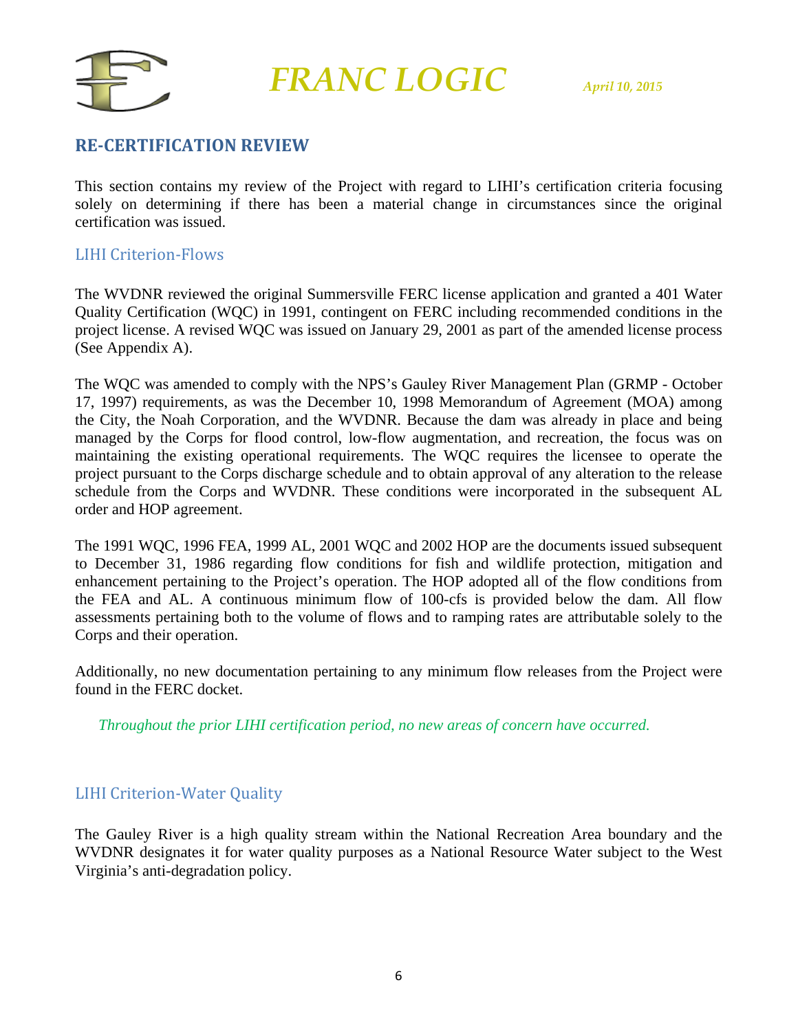## RE-CERTIFICATION REVIEW

This section contains my review of the Project with regard to LIHI's certification criteria focusing solely on determining if there has been a material change in circumstances since the original certification was issued.

### LIHI Criterion-Flows

The WVDNR reviewed the original Summersville FERC license application and granted a 401 Water Quality Certification (WQC) in 1991, contingent on FERC including recommended conditions in the project license. A revised WQC was issued on January 29, 2001 as part of the amended license process (See Appendix A).

The WQC was amended to comply with the NPS's Gauley River Management Plan (GRMP - October 17, 1997) requirements, as was the December 10, 1998 Memorandum of Agreement (MOA) among the City, the Noah Corporation, and the WVDNR. Because the dam was already in place and being managed by the Corps for flood control, low-flow augmentation, and recreation, the focus was on maintaining the existing operational requirements. The WQC requires the licensee to operate the project pursuant to the Corps discharge schedule and to obtain approval of any alteration to the release schedule from the Corps and WVDNR. These conditions were incorporated in the subsequent AL order and HOP agreement.

The 1991 WQC, 1996 FEA, 1999 AL, 2001 WQC and 2002 HOP are the documents issued subsequent to December 31, 1986 regarding flow conditions for fish and wildlife protection, mitigation and enhancement pertaining to the Project's operation. The HOP adopted all of the flow conditions from the FEA and AL. A continuous minimum flow of 100-cfs is provided below the dam. All flow assessments pertaining both to the volume of flows and to ramping rates are attributable solely to the Corps and their operation.

Additionally, no new documentation pertaining to any minimum flow releases from the Project were found in the FERC docket.

*Throughout the prior LIHI certification period, no new areas of concern have occurred.*

### LIHI Criterion-Water Quality

The Gauley River is a high quality stream within the National Recreation Area boundary and the WVDNR designates it for water quality purposes as a National Resource Water subject to the West Virginia's anti-degradation policy.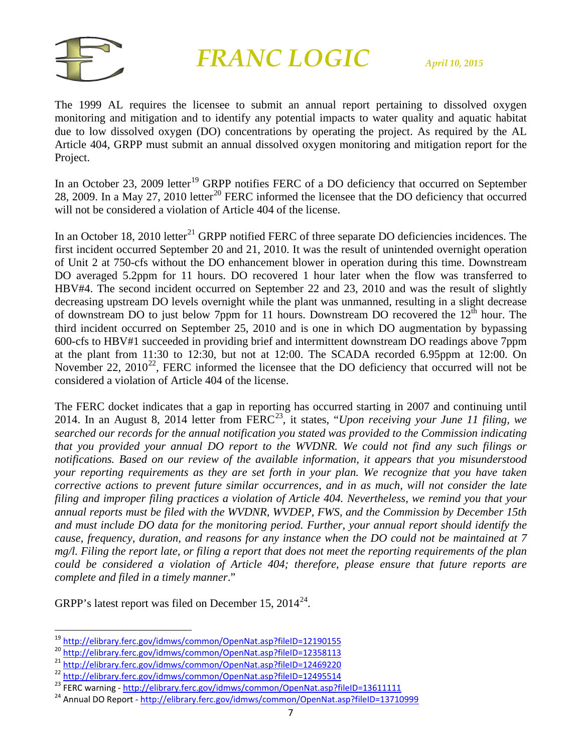The 1999 AL requires the licensee to submit an annual report pertaining to dissolved oxygen monitoring and mitigation and to identify any potential impacts to water quality and aquatic habitat due to low dissolved oxygen (DO) concentrations by operating the project. As required by the AL Article 404, GRPP must submit an annual dissolved oxygen monitoring and mitigation report for the Project.

In an October 23, 2009 letter[19] GRPP notifies FERC of a DO deficiency that occurred on September 28, 2009. In a May 27, 2010 letter[20] FERC informed the licensee that the DO deficiency that occurred will not be considered a violation of Article 404 of the license.

In an October 18, 2010 letter[21] GRPP notified FERC of three separate DO deficiencies incidences. The first incident occurred September 20 and 21, 2010. It was the result of unintended overnight operation of Unit 2 at 750-cfs without the DO enhancement blower in operation during this time. Downstream DO averaged 5.2ppm for 11 hours. DO recovered 1 hour later when the flow was transferred to HBV#4. The second incident occurred on September 22 and 23, 2010 and was the result of slightly decreasing upstream DO levels overnight while the plant was unmanned, resulting in a slight decrease of downstream DO to just below 7ppm for 11 hours. Downstream DO recovered the 12th hour. The third incident occurred on September 25, 2010 and is one in which DO augmentation by bypassing 600-cfs to HBV#1 succeeded in providing brief and intermittent downstream DO readings above 7ppm at the plant from 11:30 to 12:30, but not at 12:00. The SCADA recorded 6.95ppm at 12:00. On November 22, 2010[22], FERC informed the licensee that the DO deficiency that occurred will not be considered a violation of Article 404 of the license.

The FERC docket indicates that a gap in reporting has occurred starting in 2007 and continuing until 2014. In an August 8, 2014 letter from FERC[23], it states, "*Upon receiving your June 11 filing, we searched our records for the annual notification you stated was provided to the Commission indicating that you provided your annual DO report to the WVDNR. We could not find any such filings or notifications. Based on our review of the available information, it appears that you misunderstood your reporting requirements as they are set forth in your plan. We recognize that you have taken corrective actions to prevent future similar occurrences, and in as much, will not consider the late filing and improper filing practices a violation of Article 404. Nevertheless, we remind you that your annual reports must be filed with the WVDNR, WVDEP, FWS, and the Commission by December 15th and must include DO data for the monitoring period. Further, your annual report should identify the cause, frequency, duration, and reasons for any instance when the DO could not be maintained at 7 mg/l. Filing the report late, or filing a report that does not meet the reporting requirements of the plan could be considered a violation of Article 404; therefore, please ensure that future reports are complete and filed in a timely manner*."

GRPP's latest report was filed on December 15, 2014[24].

---

[19] http://elibrary.ferc.gov/idmws/common/OpenNat.asp?fileID=12190155

[20] http://elibrary.ferc.gov/idmws/common/OpenNat.asp?fileID=12358113

[21] http://elibrary.ferc.gov/idmws/common/OpenNat.asp?fileID=12469220

[22] http://elibrary.ferc.gov/idmws/common/OpenNat.asp?fileID=12495514

[23] FERC warning - http://elibrary.ferc.gov/idmws/common/OpenNat.asp?fileID=13611111

[24] Annual DO Report - http://elibrary.ferc.gov/idmws/common/OpenNat.asp?fileID=13710999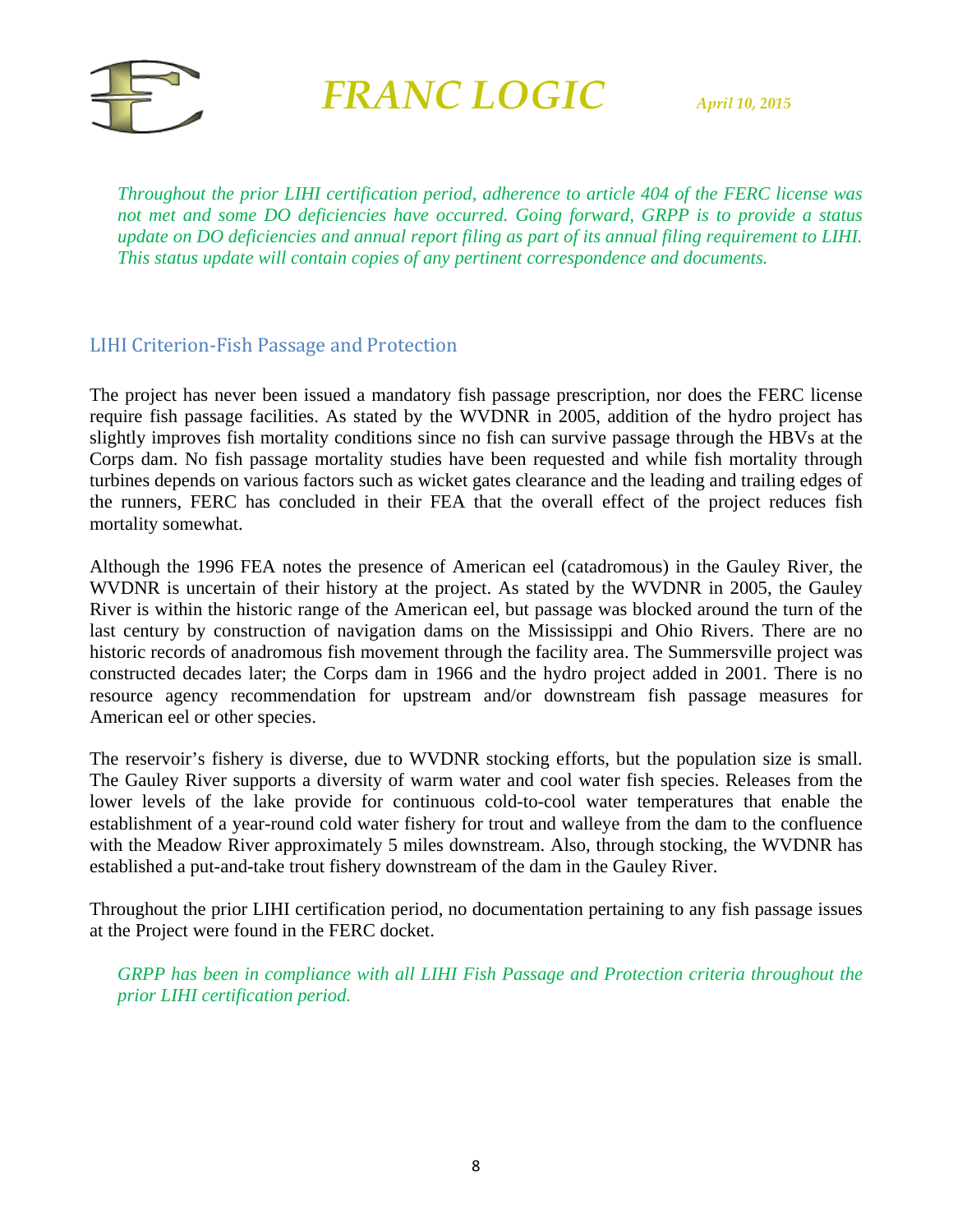*Throughout the prior LIHI certification period, adherence to article 404 of the FERC license was not met and some DO deficiencies have occurred. Going forward, GRPP is to provide a status update on DO deficiencies and annual report filing as part of its annual filing requirement to LIHI. This status update will contain copies of any pertinent correspondence and documents.*

## LIHI Criterion-Fish Passage and Protection

The project has never been issued a mandatory fish passage prescription, nor does the FERC license require fish passage facilities. As stated by the WVDNR in 2005, addition of the hydro project has slightly improves fish mortality conditions since no fish can survive passage through the HBVs at the Corps dam. No fish passage mortality studies have been requested and while fish mortality through turbines depends on various factors such as wicket gates clearance and the leading and trailing edges of the runners, FERC has concluded in their FEA that the overall effect of the project reduces fish mortality somewhat.

Although the 1996 FEA notes the presence of American eel (catadromous) in the Gauley River, the WVDNR is uncertain of their history at the project. As stated by the WVDNR in 2005, the Gauley River is within the historic range of the American eel, but passage was blocked around the turn of the last century by construction of navigation dams on the Mississippi and Ohio Rivers. There are no historic records of anadromous fish movement through the facility area. The Summersville project was constructed decades later; the Corps dam in 1966 and the hydro project added in 2001. There is no resource agency recommendation for upstream and/or downstream fish passage measures for American eel or other species.

The reservoir's fishery is diverse, due to WVDNR stocking efforts, but the population size is small. The Gauley River supports a diversity of warm water and cool water fish species. Releases from the lower levels of the lake provide for continuous cold-to-cool water temperatures that enable the establishment of a year-round cold water fishery for trout and walleye from the dam to the confluence with the Meadow River approximately 5 miles downstream. Also, through stocking, the WVDNR has established a put-and-take trout fishery downstream of the dam in the Gauley River.

Throughout the prior LIHI certification period, no documentation pertaining to any fish passage issues at the Project were found in the FERC docket.

*GRPP has been in compliance with all LIHI Fish Passage and Protection criteria throughout the prior LIHI certification period.*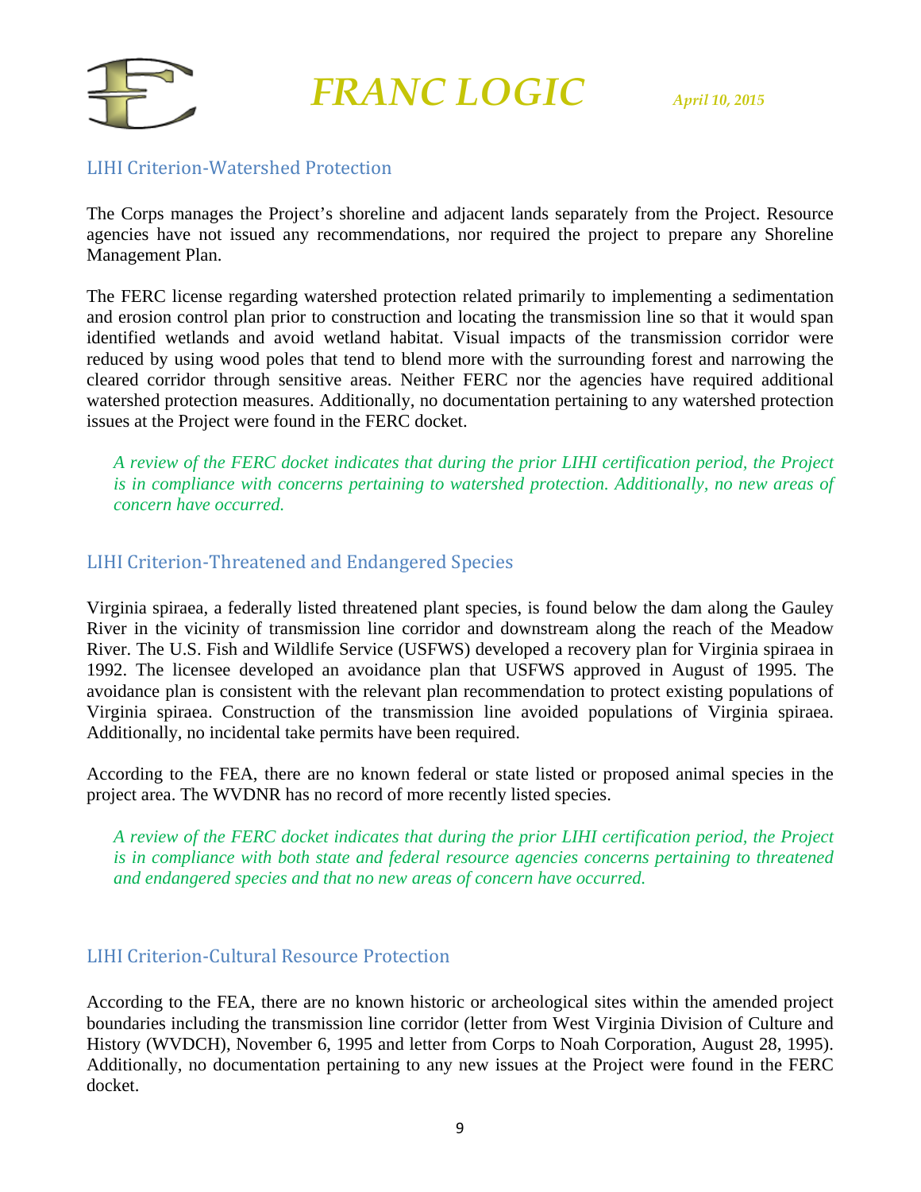## LIHI Criterion-Watershed Protection

The Corps manages the Project's shoreline and adjacent lands separately from the Project. Resource agencies have not issued any recommendations, nor required the project to prepare any Shoreline Management Plan.

The FERC license regarding watershed protection related primarily to implementing a sedimentation and erosion control plan prior to construction and locating the transmission line so that it would span identified wetlands and avoid wetland habitat. Visual impacts of the transmission corridor were reduced by using wood poles that tend to blend more with the surrounding forest and narrowing the cleared corridor through sensitive areas. Neither FERC nor the agencies have required additional watershed protection measures. Additionally, no documentation pertaining to any watershed protection issues at the Project were found in the FERC docket.

*A review of the FERC docket indicates that during the prior LIHI certification period, the Project is in compliance with concerns pertaining to watershed protection. Additionally, no new areas of concern have occurred.*

## LIHI Criterion-Threatened and Endangered Species

Virginia spiraea, a federally listed threatened plant species, is found below the dam along the Gauley River in the vicinity of transmission line corridor and downstream along the reach of the Meadow River. The U.S. Fish and Wildlife Service (USFWS) developed a recovery plan for Virginia spiraea in 1992. The licensee developed an avoidance plan that USFWS approved in August of 1995. The avoidance plan is consistent with the relevant plan recommendation to protect existing populations of Virginia spiraea. Construction of the transmission line avoided populations of Virginia spiraea. Additionally, no incidental take permits have been required.

According to the FEA, there are no known federal or state listed or proposed animal species in the project area. The WVDNR has no record of more recently listed species.

*A review of the FERC docket indicates that during the prior LIHI certification period, the Project is in compliance with both state and federal resource agencies concerns pertaining to threatened and endangered species and that no new areas of concern have occurred.*

## LIHI Criterion-Cultural Resource Protection

According to the FEA, there are no known historic or archeological sites within the amended project boundaries including the transmission line corridor (letter from West Virginia Division of Culture and History (WVDCH), November 6, 1995 and letter from Corps to Noah Corporation, August 28, 1995). Additionally, no documentation pertaining to any new issues at the Project were found in the FERC docket.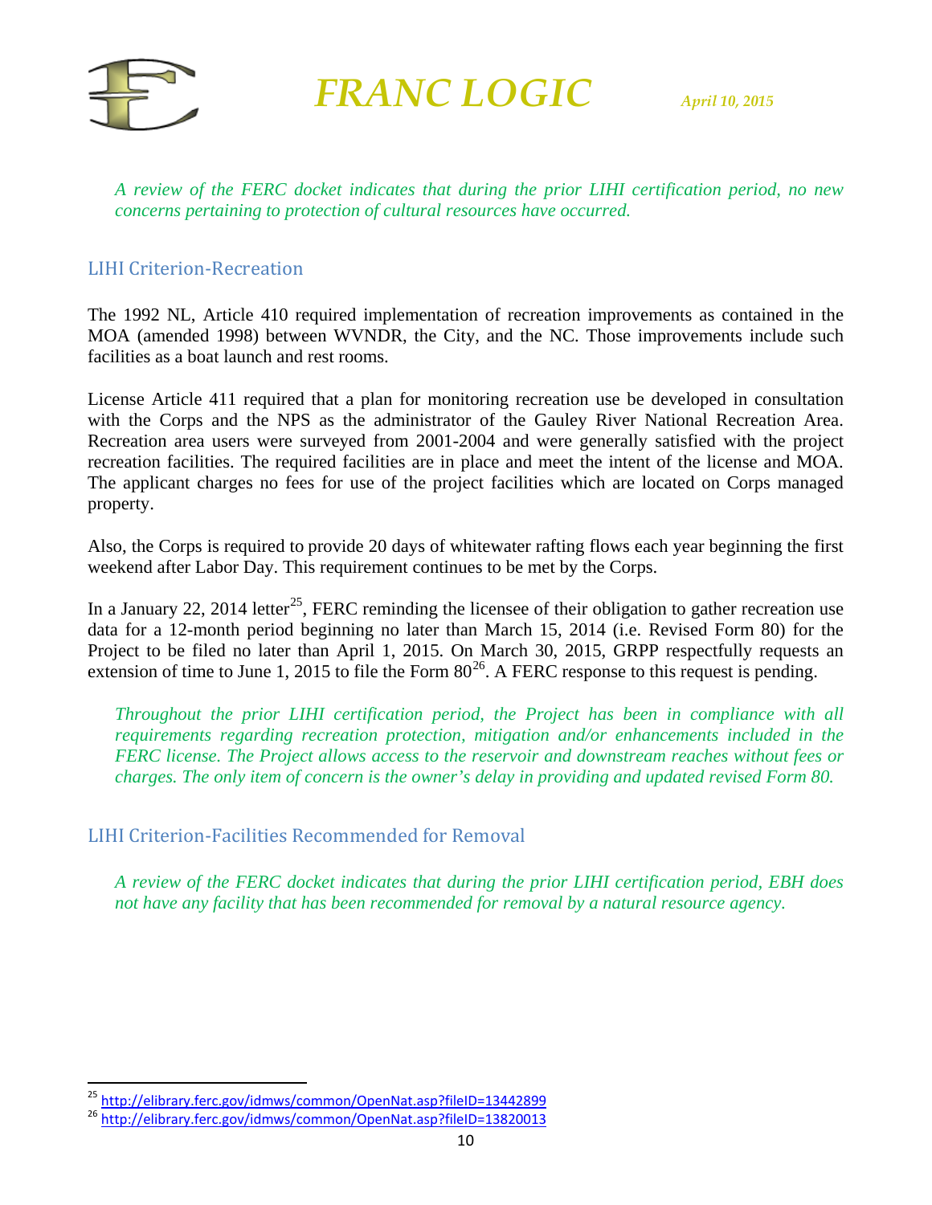*A review of the FERC docket indicates that during the prior LIHI certification period, no new concerns pertaining to protection of cultural resources have occurred.*

## LIHI Criterion-Recreation

The 1992 NL, Article 410 required implementation of recreation improvements as contained in the MOA (amended 1998) between WVNDR, the City, and the NC. Those improvements include such facilities as a boat launch and rest rooms.

License Article 411 required that a plan for monitoring recreation use be developed in consultation with the Corps and the NPS as the administrator of the Gauley River National Recreation Area. Recreation area users were surveyed from 2001-2004 and were generally satisfied with the project recreation facilities. The required facilities are in place and meet the intent of the license and MOA. The applicant charges no fees for use of the project facilities which are located on Corps managed property.

Also, the Corps is required to provide 20 days of whitewater rafting flows each year beginning the first weekend after Labor Day. This requirement continues to be met by the Corps.

In a January 22, 2014 letter[25], FERC reminding the licensee of their obligation to gather recreation use data for a 12-month period beginning no later than March 15, 2014 (i.e. Revised Form 80) for the Project to be filed no later than April 1, 2015. On March 30, 2015, GRPP respectfully requests an extension of time to June 1, 2015 to file the Form 80[26]. A FERC response to this request is pending.

*Throughout the prior LIHI certification period, the Project has been in compliance with all requirements regarding recreation protection, mitigation and/or enhancements included in the FERC license. The Project allows access to the reservoir and downstream reaches without fees or charges. The only item of concern is the owner's delay in providing and updated revised Form 80.*

## LIHI Criterion-Facilities Recommended for Removal

*A review of the FERC docket indicates that during the prior LIHI certification period, EBH does not have any facility that has been recommended for removal by a natural resource agency.*

---

[25] http://elibrary.ferc.gov/idmws/common/OpenNat.asp?fileID=13442899

[26] http://elibrary.ferc.gov/idmws/common/OpenNat.asp?fileID=13820013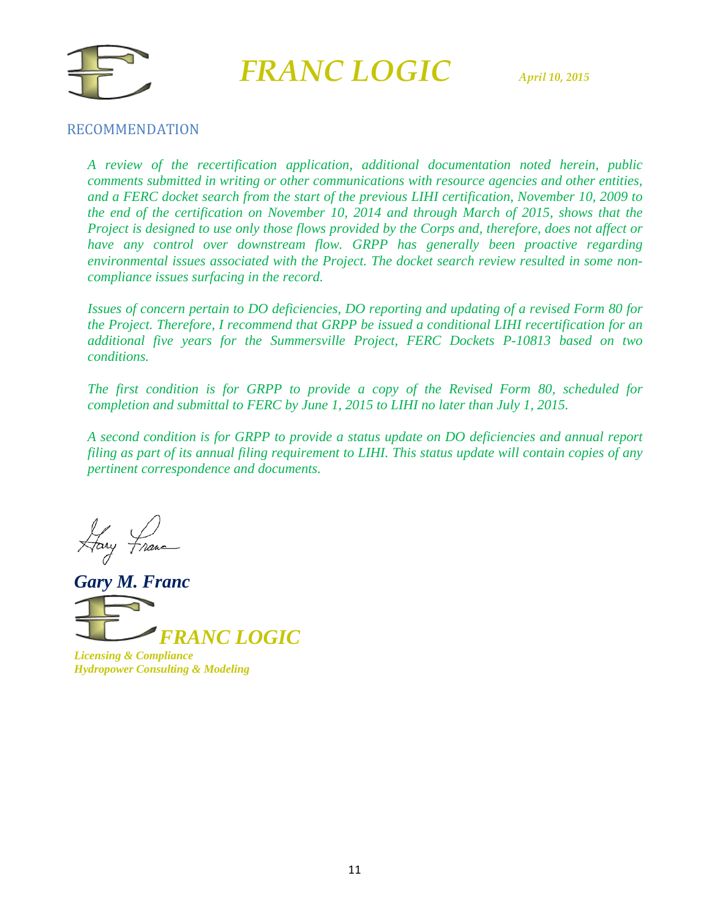## RECOMMENDATION

*A review of the recertification application, additional documentation noted herein, public comments submitted in writing or other communications with resource agencies and other entities, and a FERC docket search from the start of the previous LIHI certification, November 10, 2009 to the end of the certification on November 10, 2014 and through March of 2015, shows that the Project is designed to use only those flows provided by the Corps and, therefore, does not affect or have any control over downstream flow. GRPP has generally been proactive regarding environmental issues associated with the Project. The docket search review resulted in some non-compliance issues surfacing in the record.*

*Issues of concern pertain to DO deficiencies, DO reporting and updating of a revised Form 80 for the Project. Therefore, I recommend that GRPP be issued a conditional LIHI recertification for an additional five years for the Summersville Project, FERC Dockets P-10813 based on two conditions.*

*The first condition is for GRPP to provide a copy of the Revised Form 80, scheduled for completion and submittal to FERC by June 1, 2015 to LIHI no later than July 1, 2015.*

*A second condition is for GRPP to provide a status update on DO deficiencies and annual report filing as part of its annual filing requirement to LIHI. This status update will contain copies of any pertinent correspondence and documents.*

***Gary M. Franc***

***FRANC LOGIC***

***Licensing & Compliance***
***Hydropower Consulting & Modeling***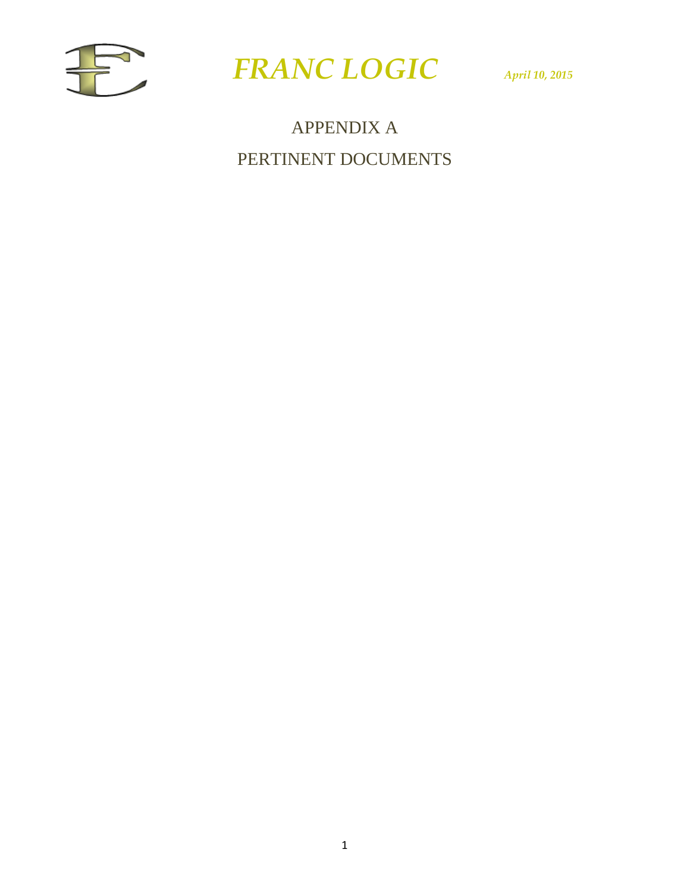# APPENDIX A

## PERTINENT DOCUMENTS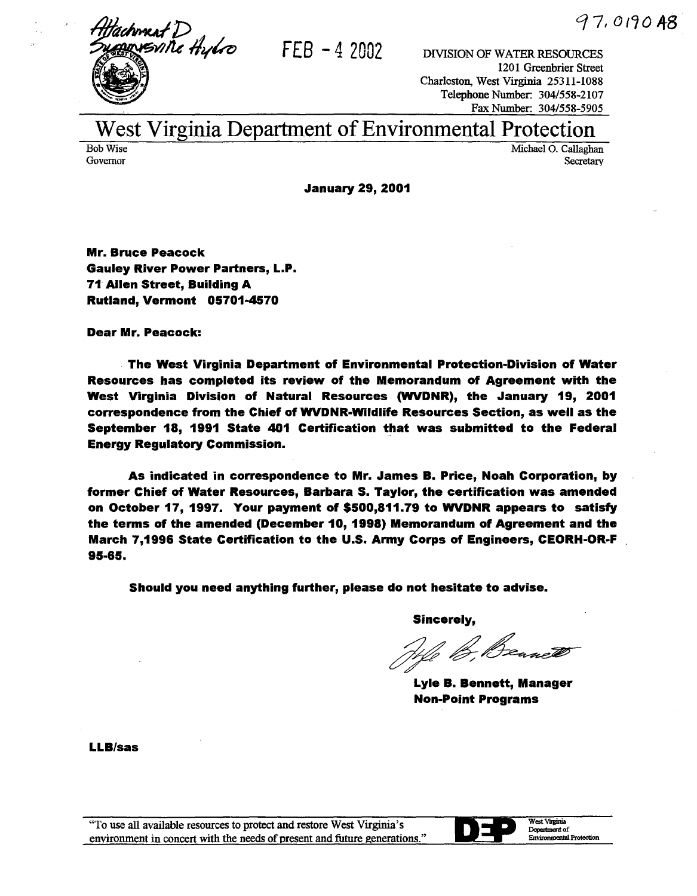Attachment D
Summersville Hydro

FEB - 4 2002

97.0190A8

DIVISION OF WATER RESOURCES
1201 Greenbrier Street
Charleston, West Virginia 25311-1088
Telephone Number: 304/558-2107
Fax Number: 304/558-5905

# West Virginia Department of Environmental Protection

Bob Wise
Governor

Michael O. Callaghan
Secretary

**January 29, 2001**

**Mr. Bruce Peacock**
**Gauley River Power Partners, L.P.**
**71 Allen Street, Building A**
**Rutland, Vermont 05701-4570**

**Dear Mr. Peacock:**

**The West Virginia Department of Environmental Protection-Division of Water Resources has completed its review of the Memorandum of Agreement with the West Virginia Division of Natural Resources (WVDNR), the January 19, 2001 correspondence from the Chief of WVDNR-Wildlife Resources Section, as well as the September 18, 1991 State 401 Certification that was submitted to the Federal Energy Regulatory Commission.**

**As indicated in correspondence to Mr. James B. Price, Noah Corporation, by former Chief of Water Resources, Barbara S. Taylor, the certification was amended on October 17, 1997. Your payment of $500,811.79 to WVDNR appears to satisfy the terms of the amended (December 10, 1998) Memorandum of Agreement and the March 7,1996 State Certification to the U.S. Army Corps of Engineers, CEORH-OR-F 95-65.**

**Should you need anything further, please do not hesitate to advise.**

**Sincerely,**

Lyle B. Bennett

**Lyle B. Bennett, Manager**
**Non-Point Programs**

**LLB/sas**

"To use all available resources to protect and restore West Virginia's environment in concert with the needs of present and future generations."

DEP West Virginia Department of Environmental Protection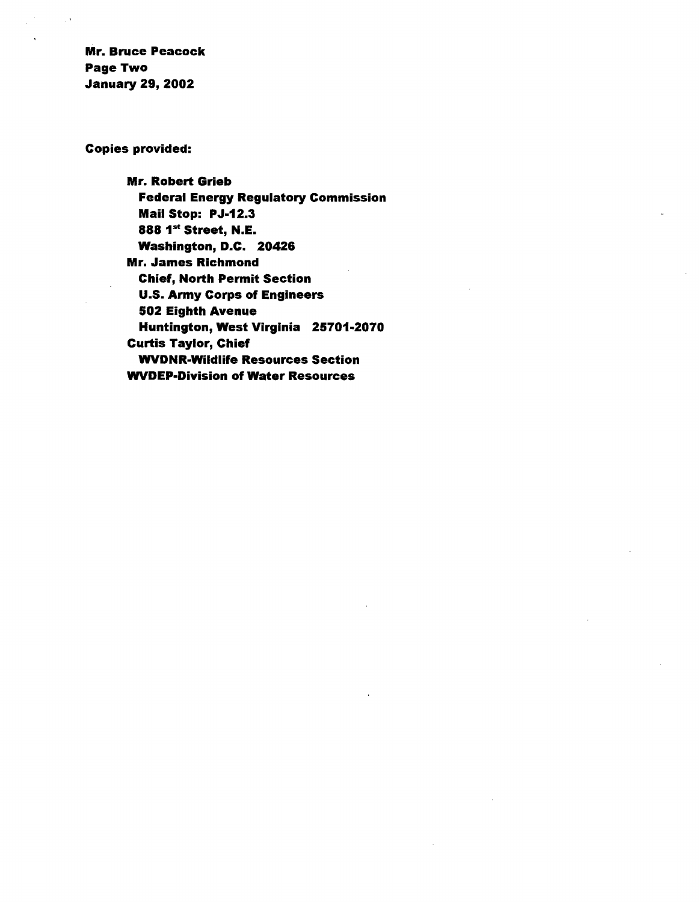**Mr. Bruce Peacock**
**Page Two**
**January 29, 2002**

**Copies provided:**

**Mr. Robert Grieb**
**Federal Energy Regulatory Commission**
**Mail Stop: PJ-12.3**
**888 1st Street, N.E.**
**Washington, D.C. 20426**
**Mr. James Richmond**
**Chief, North Permit Section**
**U.S. Army Corps of Engineers**
**502 Eighth Avenue**
**Huntington, West Virginia 25701-2070**
**Curtis Taylor, Chief**
**WVDNR-Wildlife Resources Section**
**WVDEP-Division of Water Resources**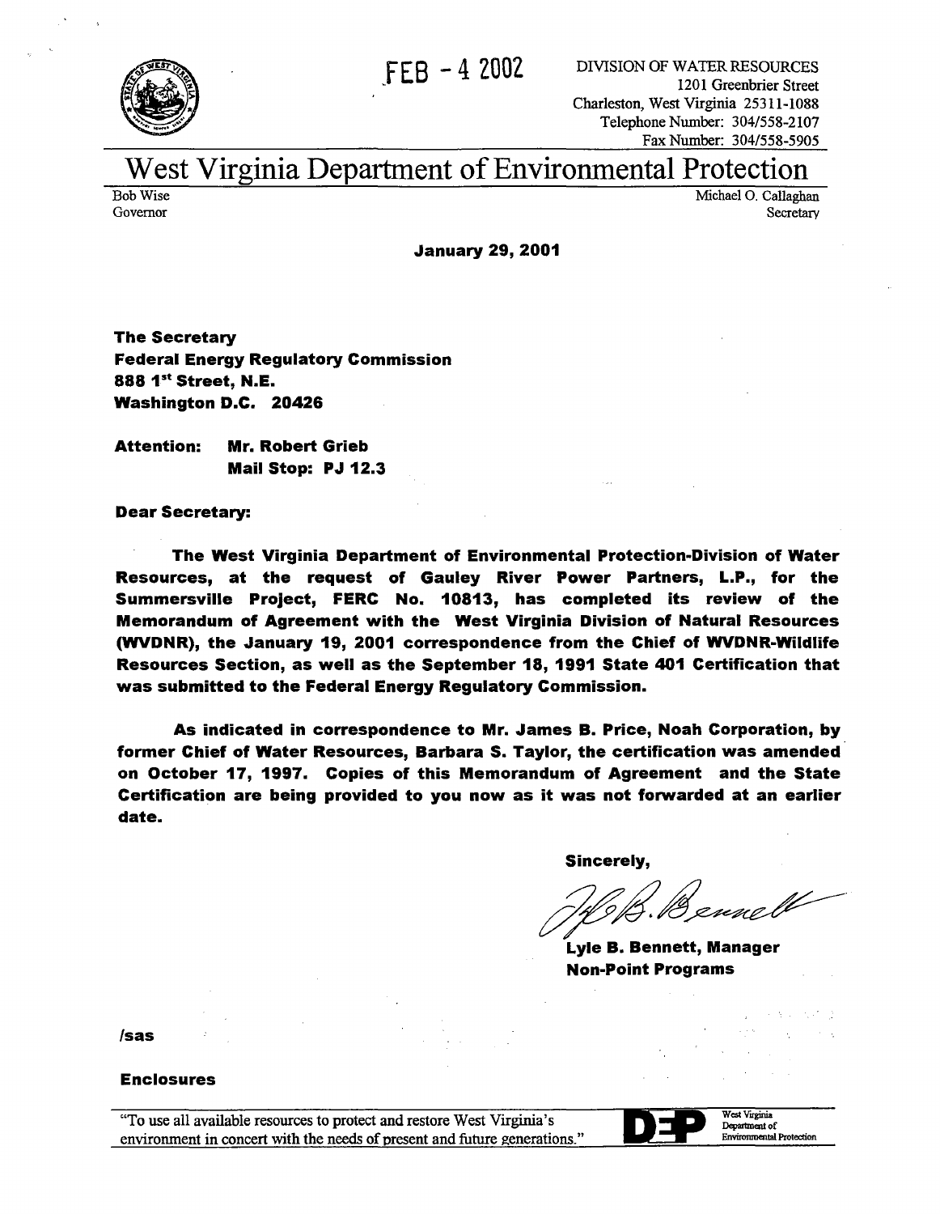FEB - 4 2002

DIVISION OF WATER RESOURCES
1201 Greenbrier Street
Charleston, West Virginia 25311-1088
Telephone Number: 304/558-2107
Fax Number: 304/558-5905

# West Virginia Department of Environmental Protection

Bob Wise
Governor

Michael O. Callaghan
Secretary

**January 29, 2001**

**The Secretary**
**Federal Energy Regulatory Commission**
**888 1st Street, N.E.**
**Washington D.C. 20426**

**Attention: Mr. Robert Grieb**
**Mail Stop: PJ 12.3**

**Dear Secretary:**

**The West Virginia Department of Environmental Protection-Division of Water Resources, at the request of Gauley River Power Partners, L.P., for the Summersville Project, FERC No. 10813, has completed its review of the Memorandum of Agreement with the West Virginia Division of Natural Resources (WVDNR), the January 19, 2001 correspondence from the Chief of WVDNR-Wildlife Resources Section, as well as the September 18, 1991 State 401 Certification that was submitted to the Federal Energy Regulatory Commission.**

**As indicated in correspondence to Mr. James B. Price, Noah Corporation, by former Chief of Water Resources, Barbara S. Taylor, the certification was amended on October 17, 1997. Copies of this Memorandum of Agreement and the State Certification are being provided to you now as it was not forwarded at an earlier date.**

**Sincerely,**

**Lyle B. Bennett, Manager**
**Non-Point Programs**

**/sas**

**Enclosures**

"To use all available resources to protect and restore West Virginia's environment in concert with the needs of present and future generations."

West Virginia Department of Environmental Protection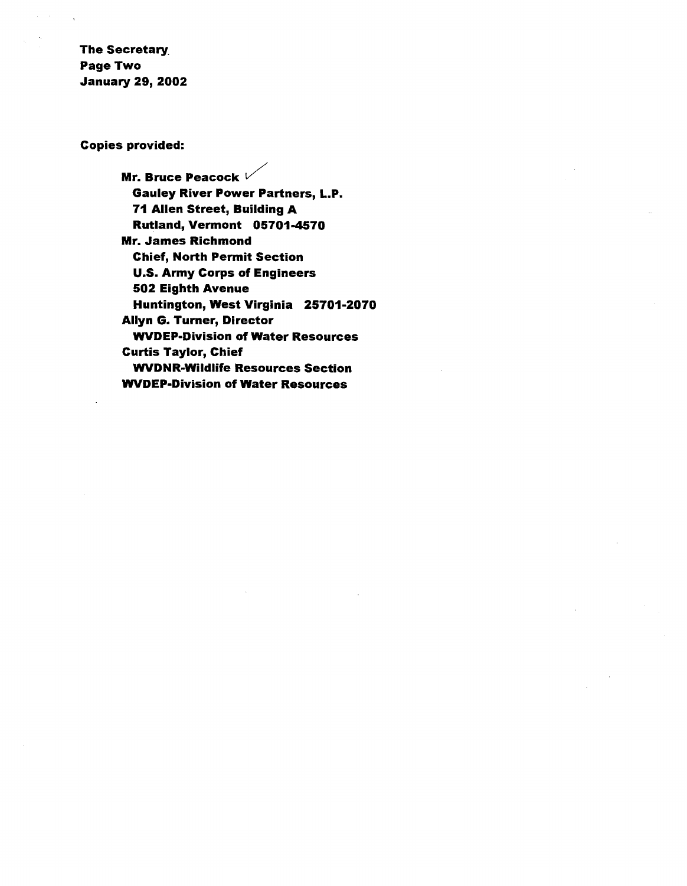**The Secretary**
**Page Two**
**January 29, 2002**

**Copies provided:**

**Mr. Bruce Peacock** ✓
**Gauley River Power Partners, L.P.**
**71 Allen Street, Building A**
**Rutland, Vermont 05701-4570**
**Mr. James Richmond**
**Chief, North Permit Section**
**U.S. Army Corps of Engineers**
**502 Eighth Avenue**
**Huntington, West Virginia 25701-2070**
**Allyn G. Turner, Director**
**WVDEP-Division of Water Resources**
**Curtis Taylor, Chief**
**WVDNR-Wildlife Resources Section**
**WVDEP-Division of Water Resources**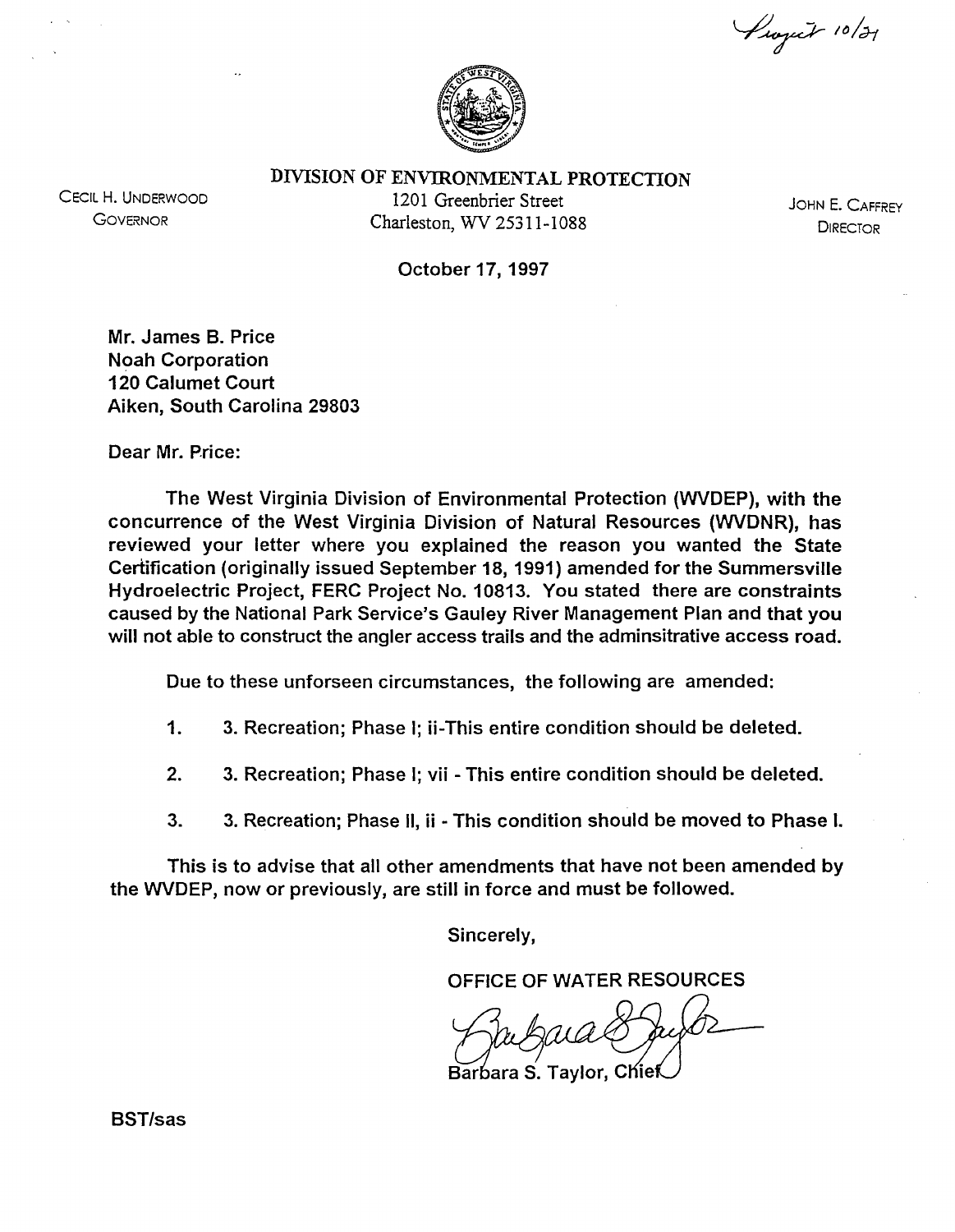Project 10/21

# DIVISION OF ENVIRONMENTAL PROTECTION

CECIL H. UNDERWOOD
GOVERNOR

1201 Greenbrier Street
Charleston, WV 25311-1088

JOHN E. CAFFREY
DIRECTOR

October 17, 1997

Mr. James B. Price
Noah Corporation
120 Calumet Court
Aiken, South Carolina 29803

Dear Mr. Price:

The West Virginia Division of Environmental Protection (WVDEP), with the concurrence of the West Virginia Division of Natural Resources (WVDNR), has reviewed your letter where you explained the reason you wanted the State Certification (originally issued September 18, 1991) amended for the Summersville Hydroelectric Project, FERC Project No. 10813. You stated there are constraints caused by the National Park Service's Gauley River Management Plan and that you will not able to construct the angler access trails and the adminsitrative access road.

Due to these unforseen circumstances, the following are amended:

1. 3. Recreation; Phase I; ii-This entire condition should be deleted.
2. 3. Recreation; Phase I; vii - This entire condition should be deleted.
3. 3. Recreation; Phase II, ii - This condition should be moved to Phase I.

This is to advise that all other amendments that have not been amended by the WVDEP, now or previously, are still in force and must be followed.

Sincerely,

OFFICE OF WATER RESOURCES

Barbara S. Taylor, Chief

BST/sas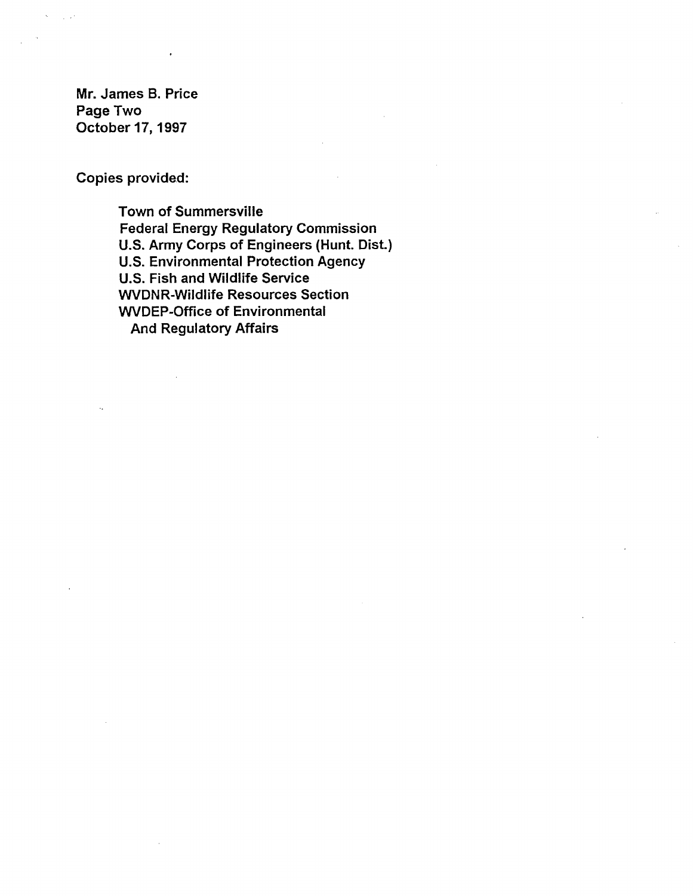Mr. James B. Price
Page Two
October 17, 1997

Copies provided:

Town of Summersville
Federal Energy Regulatory Commission
U.S. Army Corps of Engineers (Hunt. Dist.)
U.S. Environmental Protection Agency
U.S. Fish and Wildlife Service
WVDNR-Wildlife Resources Section
WVDEP-Office of Environmental
And Regulatory Affairs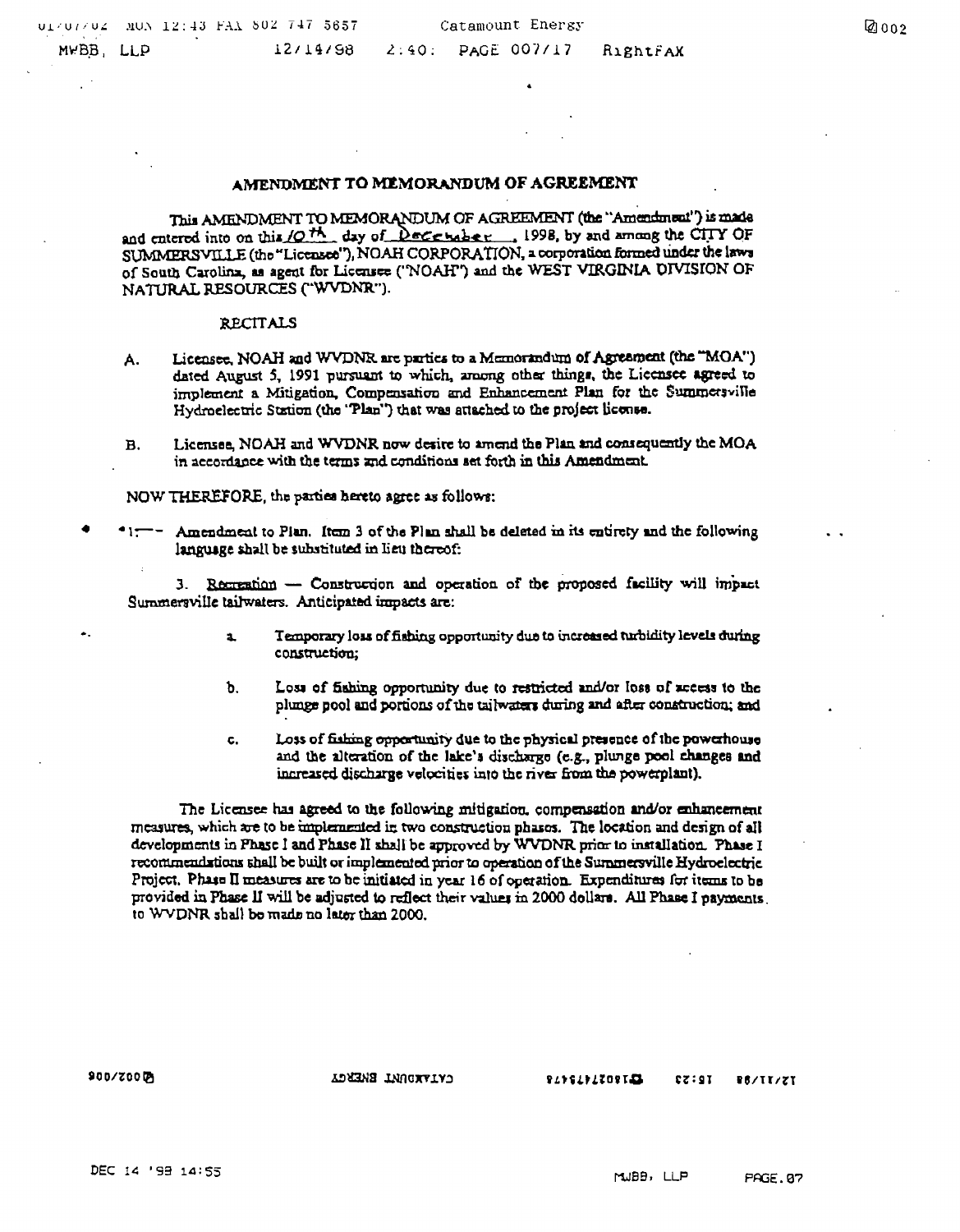# AMENDMENT TO MEMORANDUM OF AGREEMENT

This AMENDMENT TO MEMORANDUM OF AGREEMENT (the "Amendment") is made and entered into on this 10th day of December, 1998, by and among the CITY OF SUMMERSVILLE (the "Licensee"), NOAH CORPORATION, a corporation formed under the laws of South Carolina, as agent for Licensee ("NOAH") and the WEST VIRGINIA DIVISION OF NATURAL RESOURCES ("WVDNR").

## RECITALS

A. Licensee, NOAH and WVDNR are parties to a Memorandum of Agreement (the "MOA") dated August 5, 1991 pursuant to which, among other things, the Licensee agreed to implement a Mitigation, Compensation and Enhancement Plan for the Summersville Hydroelectric Station (the "Plan") that was attached to the project license.

B. Licensee, NOAH and WVDNR now desire to amend the Plan and consequently the MOA in accordance with the terms and conditions set forth in this Amendment.

NOW THEREFORE, the parties hereto agree as follows:

1. Amendment to Plan. Item 3 of the Plan shall be deleted in its entirety and the following language shall be substituted in lieu thereof:

3. Recreation — Construction and operation of the proposed facility will impact Summersville tailwaters. Anticipated impacts are:

a. Temporary loss of fishing opportunity due to increased turbidity levels during construction;

b. Loss of fishing opportunity due to restricted and/or loss of access to the plunge pool and portions of the tailwaters during and after construction; and

c. Loss of fishing opportunity due to the physical presence of the powerhouse and the alteration of the lake's discharge (e.g., plunge pool changes and increased discharge velocities into the river from the powerplant).

The Licensee has agreed to the following mitigation, compensation and/or enhancement measures, which are to be implemented in two construction phases. The location and design of all developments in Phase I and Phase II shall be approved by WVDNR prior to installation. Phase I recommendations shall be built or implemented prior to operation of the Summersville Hydroelectric Project. Phase II measures are to be initiated in year 16 of operation. Expenditures for items to be provided in Phase II will be adjusted to reflect their values in 2000 dollars. All Phase I payments to WVDNR shall be made no later than 2000.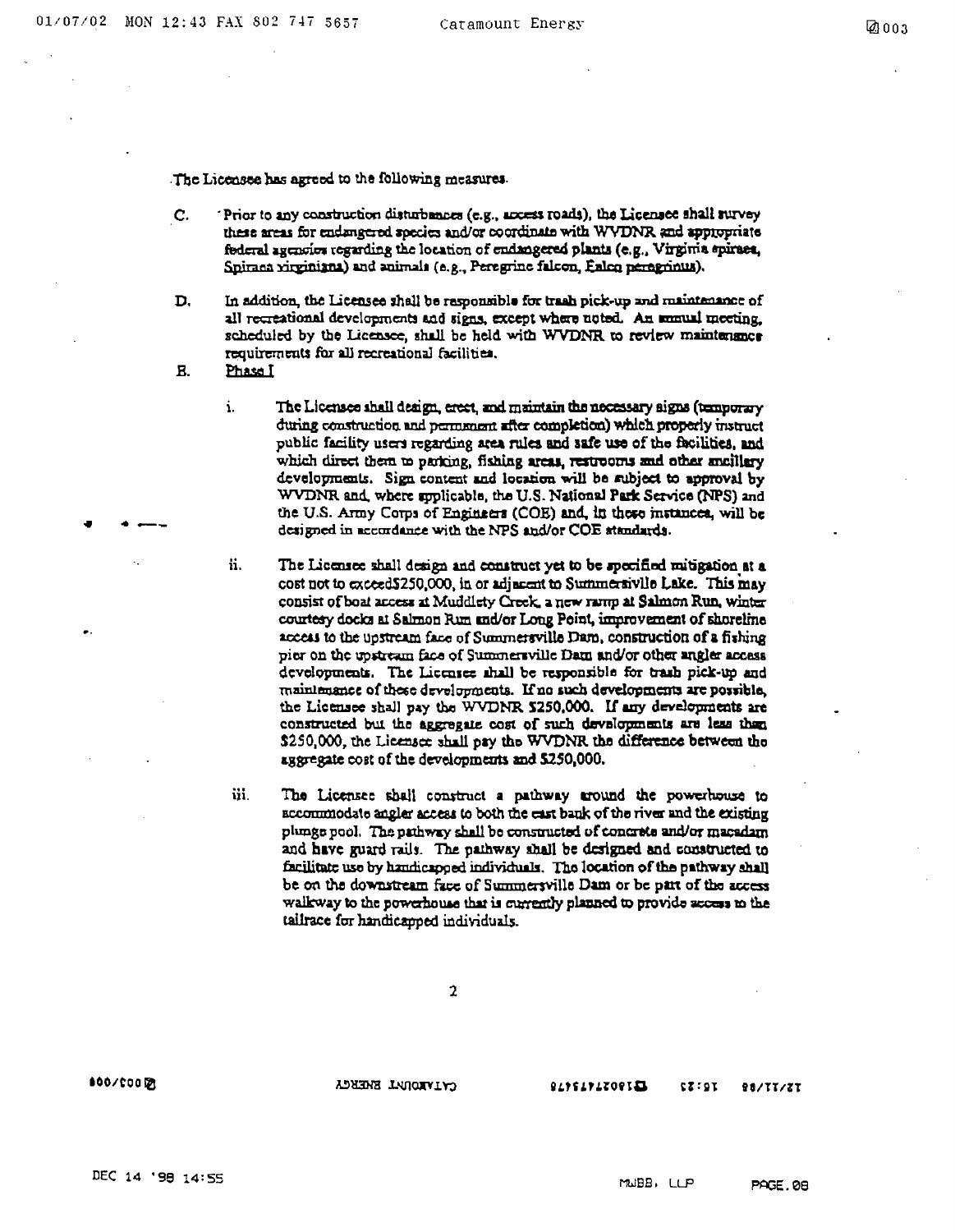The Licensee has agreed to the following measures.

C. Prior to any construction disturbances (e.g., access roads), the Licensee shall survey these areas for endangered species and/or coordinate with WVDNR and appropriate federal agencies regarding the location of endangered plants (e.g., Virginia spiraea, *Spiraea virginiana*) and animals (e.g., Peregrine falcon, *Falco peregrinus*).

D. In addition, the Licensee shall be responsible for trash pick-up and maintenance of all recreational developments and signs, except where noted. An annual meeting, scheduled by the Licensee, shall be held with WVDNR to review maintenance requirements for all recreational facilities.

E. Phase I

i. The Licensee shall design, erect, and maintain the necessary signs (temporary during construction and permanent after completion) which properly instruct public facility users regarding area rules and safe use of the facilities, and which direct them to parking, fishing areas, restrooms and other ancillary developments. Sign content and location will be subject to approval by WVDNR and, where applicable, the U.S. National Park Service (NPS) and the U.S. Army Corps of Engineers (COE) and, in these instances, will be designed in accordance with the NPS and/or COE standards.

ii. The Licensee shall design and construct yet to be specified mitigation at a cost not to exceed$250,000, in or adjacent to Summersville Lake. This may consist of boat access at Muddlety Creek, a new ramp at Salmon Run, winter courtesy docks at Salmon Run and/or Long Point, improvement of shoreline access to the upstream face of Summersville Dam, construction of a fishing pier on the upstream face of Summersville Dam and/or other angler access developments. The Licensee shall be responsible for trash pick-up and maintenance of these developments. If no such developments are possible, the Licensee shall pay the WVDNR $250,000. If any developments are constructed but the aggregate cost of such developments are less than $250,000, the Licensee shall pay the WVDNR the difference between the aggregate cost of the developments and $250,000.

iii. The Licensee shall construct a pathway around the powerhouse to accommodate angler access to both the east bank of the river and the existing plunge pool. The pathway shall be constructed of concrete and/or macadam and have guard rails. The pathway shall be designed and constructed to facilitate use by handicapped individuals. The location of the pathway shall be on the downstream face of Summersville Dam or be part of the access walkway to the powerhouse that is currently planned to provide access to the tailrace for handicapped individuals.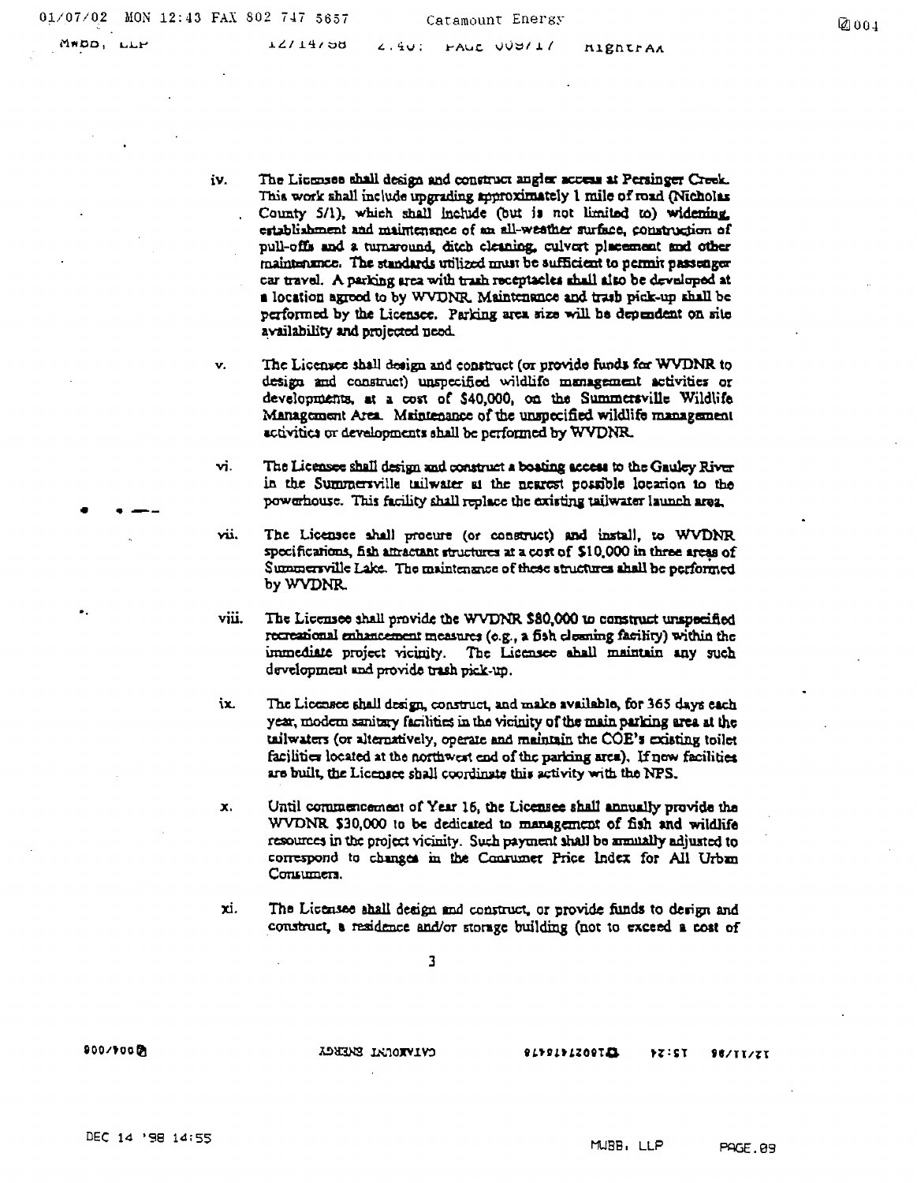iv. The Licensee shall design and construct angler access at Persinger Creek. This work shall include upgrading approximately 1 mile of road (Nicholas County 5/1), which shall include (but is not limited to) widening, establishment and maintenance of an all-weather surface, construction of pull-offs and a turnaround, ditch cleaning, culvert placement and other maintenance. The standards utilized must be sufficient to permit passenger car travel. A parking area with trash receptacles shall also be developed at a location agreed to by WVDNR. Maintenance and trash pick-up shall be performed by the Licensee. Parking area size will be dependent on site availability and projected need.

v. The Licensee shall design and construct (or provide funds for WVDNR to design and construct) unspecified wildlife management activities or developments, at a cost of $40,000, on the Summersville Wildlife Management Area. Maintenance of the unspecified wildlife management activities or developments shall be performed by WVDNR.

vi. The Licensee shall design and construct a boating access to the Gauley River in the Summersville tailwater at the nearest possible location to the powerhouse. This facility shall replace the existing tailwater launch area.

vii. The Licensee shall procure (or construct) and install, to WVDNR specifications, fish attractant structures at a cost of $10,000 in three areas of Summersville Lake. The maintenance of these structures shall be performed by WVDNR.

viii. The Licensee shall provide the WVDNR $80,000 to construct unspecified recreational enhancement measures (e.g., a fish cleaning facility) within the immediate project vicinity. The Licensee shall maintain any such development and provide trash pick-up.

ix. The Licensee shall design, construct, and make available, for 365 days each year, modern sanitary facilities in the vicinity of the main parking area at the tailwaters (or alternatively, operate and maintain the COE's existing toilet facilities located at the northwest end of the parking area). If new facilities are built, the Licensee shall coordinate this activity with the NPS.

x. Until commencement of Year 16, the Licensee shall annually provide the WVDNR $30,000 to be dedicated to management of fish and wildlife resources in the project vicinity. Such payment shall be annually adjusted to correspond to changes in the Consumer Price Index for All Urban Consumers.

xi. The Licensee shall design and construct, or provide funds to design and construct, a residence and/or storage building (not to exceed a cost of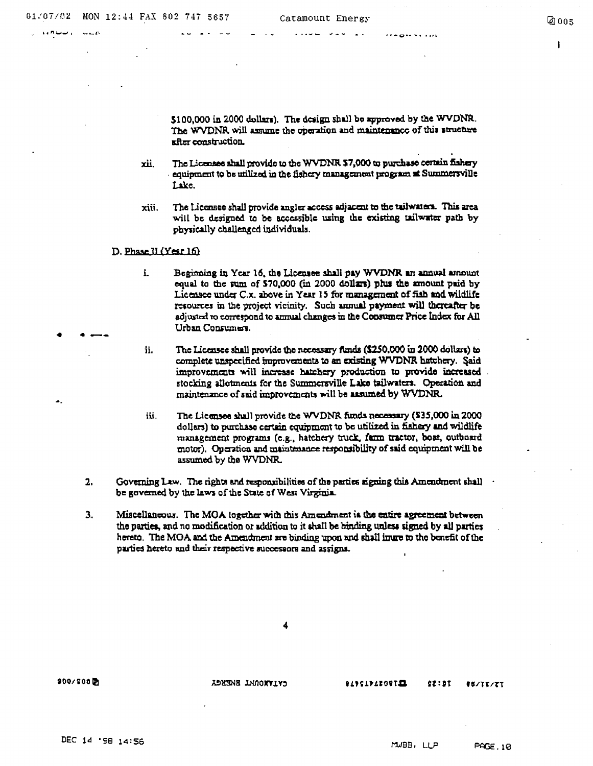$100,000 in 2000 dollars). The design shall be approved by the WVDNR. The WVDNR will assume the operation and maintenance of this structure after construction.

xii. The Licensee shall provide to the WVDNR $7,000 to purchase certain fishery equipment to be utilized in the fishery management program at Summersville Lake.

xiii. The Licensee shall provide angler access adjacent to the tailwaters. This area will be designed to be accessible using the existing tailwater path by physically challenged individuals.

D. Phase II (Year 16)

i. Beginning in Year 16, the Licensee shall pay WVDNR an annual amount equal to the sum of $70,000 (in 2000 dollars) plus the amount paid by Licensee under C.x. above in Year 15 for management of fish and wildlife resources in the project vicinity. Such annual payment will thereafter be adjusted to correspond to annual changes in the Consumer Price Index for All Urban Consumers.

ii. The Licensee shall provide the necessary funds ($250,000 in 2000 dollars) to complete unspecified improvements to an existing WVDNR hatchery. Said improvements will increase hatchery production to provide increased stocking allotments for the Summersville Lake tailwaters. Operation and maintenance of said improvements will be assumed by WVDNR.

iii. The Licensee shall provide the WVDNR funds necessary ($35,000 in 2000 dollars) to purchase certain equipment to be utilized in fishery and wildlife management programs (e.g., hatchery truck, farm tractor, boat, outboard motor). Operation and maintenance responsibility of said equipment will be assumed by the WVDNR.

2. Governing Law. The rights and responsibilities of the parties signing this Amendment shall be governed by the laws of the State of West Virginia.

3. Miscellaneous. The MOA together with this Amendment is the entire agreement between the parties, and no modification or addition to it shall be binding unless signed by all parties hereto. The MOA and the Amendment are binding upon and shall inure to the benefit of the parties hereto and their respective successors and assigns.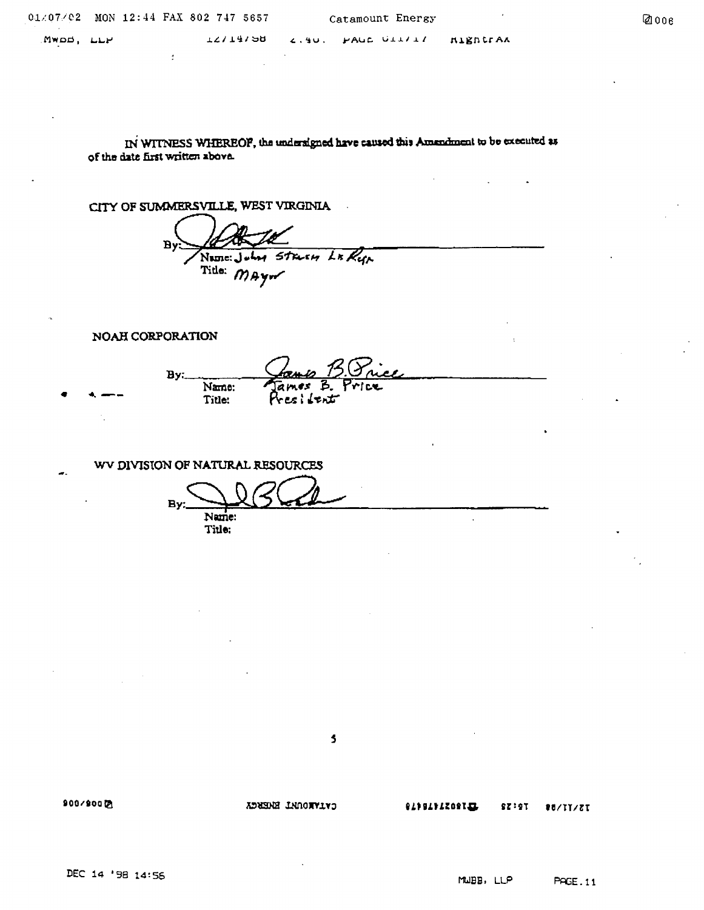IN WITNESS WHEREOF, the undersigned have caused this Amendment to be executed as of the date first written above.

CITY OF SUMMERSVILLE, WEST VIRGINIA

By: ______________________________
Name: John Stacey Le Roy
Title: Mayor

NOAH CORPORATION

By: ______________________________
Name: James B. Price
Title: President

WV DIVISION OF NATURAL RESOURCES

By: ______________________________
Name:
Title: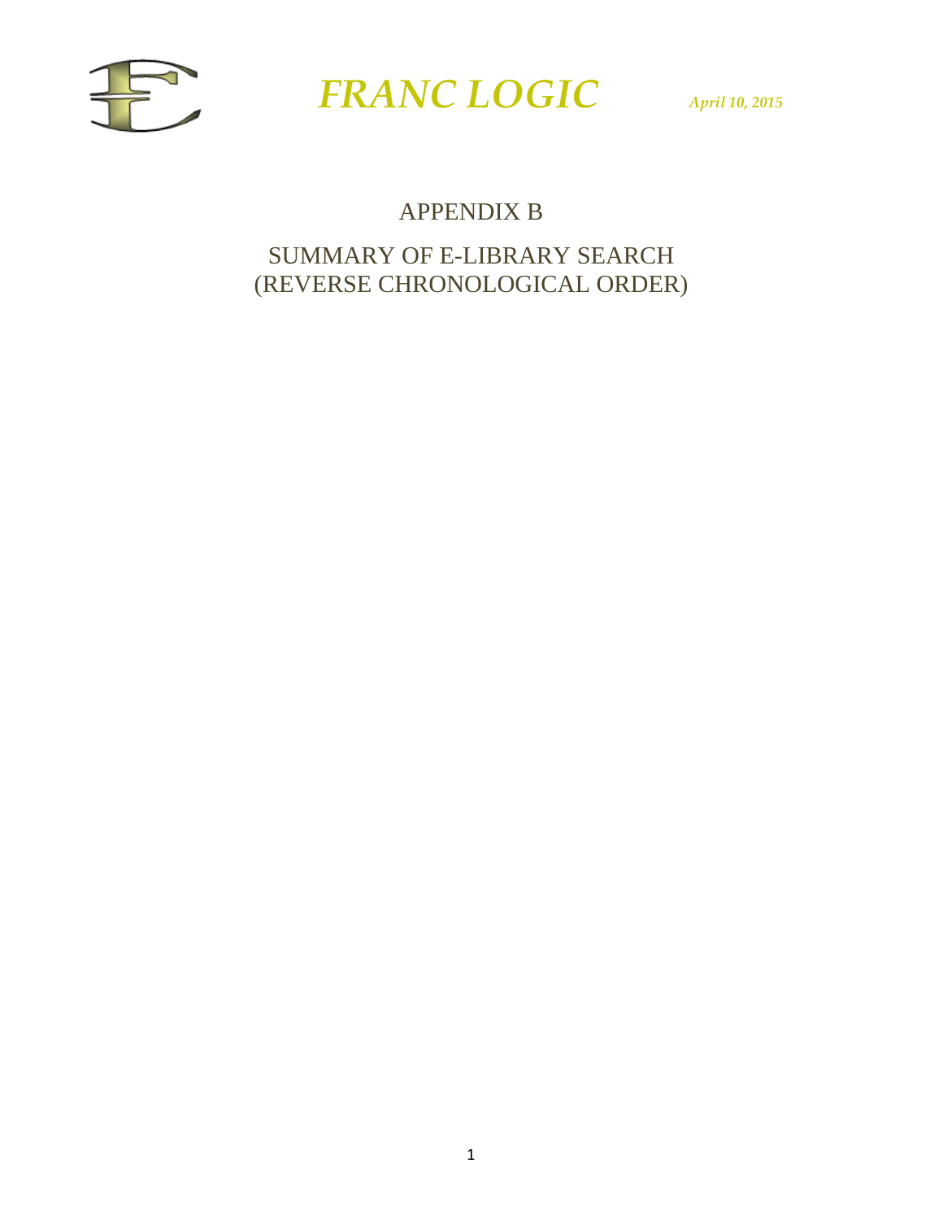# APPENDIX B

## SUMMARY OF E-LIBRARY SEARCH (REVERSE CHRONOLOGICAL ORDER)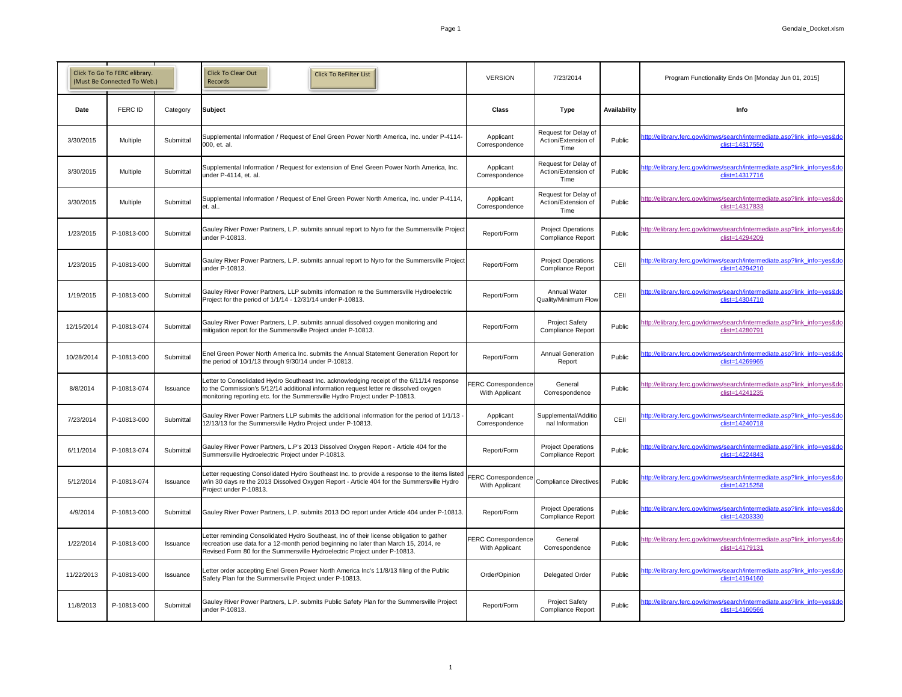| Click To Go To FERC elibrary. (Must Be Connected To Web.) | | Click To Clear Out Records | Click To ReFilter List | VERSION | 7/23/2014 | | Program Functionality Ends On [Monday Jun 01, 2015] |
|---|---|---|---|---|---|---|---|
| **Date** | **FERC ID** | **Category** | **Subject** | **Class** | **Type** | **Availability** | **Info** |
| 3/30/2015 | Multiple | Submittal | Supplemental Information / Request of Enel Green Power North America, Inc. under P-4114-000, et. al. | Applicant Correspondence | Request for Delay of Action/Extension of Time | Public | http://elibrary.ferc.gov/idmws/search/intermediate.asp?link_info=yes&doclist=14317550 |
| 3/30/2015 | Multiple | Submittal | Supplemental Information / Request for extension of Enel Green Power North America, Inc. under P-4114, et. al. | Applicant Correspondence | Request for Delay of Action/Extension of Time | Public | http://elibrary.ferc.gov/idmws/search/intermediate.asp?link_info=yes&doclist=14317716 |
| 3/30/2015 | Multiple | Submittal | Supplemental Information / Request of Enel Green Power North America, Inc. under P-4114, et. al.. | Applicant Correspondence | Request for Delay of Action/Extension of Time | Public | http://elibrary.ferc.gov/idmws/search/intermediate.asp?link_info=yes&doclist=14317833 |
| 1/23/2015 | P-10813-000 | Submittal | Gauley River Power Partners, L.P. submits annual report to Nyro for the Summersville Project under P-10813. | Report/Form | Project Operations Compliance Report | Public | http://elibrary.ferc.gov/idmws/search/intermediate.asp?link_info=yes&doclist=14294209 |
| 1/23/2015 | P-10813-000 | Submittal | Gauley River Power Partners, L.P. submits annual report to Nyro for the Summersville Project under P-10813. | Report/Form | Project Operations Compliance Report | CEII | http://elibrary.ferc.gov/idmws/search/intermediate.asp?link_info=yes&doclist=14294210 |
| 1/19/2015 | P-10813-000 | Submittal | Gauley River Power Partners, LLP submits information re the Summersville Hydroelectric Project for the period of 1/1/14 - 12/31/14 under P-10813. | Report/Form | Annual Water Quality/Minimum Flow | CEII | http://elibrary.ferc.gov/idmws/search/intermediate.asp?link_info=yes&doclist=14304710 |
| 12/15/2014 | P-10813-074 | Submittal | Gauley River Power Partners, L.P. submits annual dissolved oxygen monitoring and mitigation report for the Summersville Project under P-10813. | Report/Form | Project Safety Compliance Report | Public | http://elibrary.ferc.gov/idmws/search/intermediate.asp?link_info=yes&doclist=14280791 |
| 10/28/2014 | P-10813-000 | Submittal | Enel Green Power North America Inc. submits the Annual Statement Generation Report for the period of 10/1/13 through 9/30/14 under P-10813. | Report/Form | Annual Generation Report | Public | http://elibrary.ferc.gov/idmws/search/intermediate.asp?link_info=yes&doclist=14269965 |
| 8/8/2014 | P-10813-074 | Issuance | Letter to Consolidated Hydro Southeast Inc. acknowledging receipt of the 6/11/14 response to the Commission's 5/12/14 additional information request letter re dissolved oxygen monitoring reporting etc. for the Summersville Hydro Project under P-10813. | FERC Correspondence With Applicant | General Correspondence | Public | http://elibrary.ferc.gov/idmws/search/intermediate.asp?link_info=yes&doclist=14241235 |
| 7/23/2014 | P-10813-000 | Submittal | Gauley River Power Partners LLP submits the additional information for the period of 1/1/13 - 12/13/13 for the Summersville Hydro Project under P-10813. | Applicant Correspondence | Supplemental/Additional Information | CEII | http://elibrary.ferc.gov/idmws/search/intermediate.asp?link_info=yes&doclist=14240718 |
| 6/11/2014 | P-10813-074 | Submittal | Gauley River Power Partners, L.P's 2013 Dissolved Oxygen Report - Article 404 for the Summersville Hydroelectric Project under P-10813. | Report/Form | Project Operations Compliance Report | Public | http://elibrary.ferc.gov/idmws/search/intermediate.asp?link_info=yes&doclist=14224843 |
| 5/12/2014 | P-10813-074 | Issuance | Letter requesting Consolidated Hydro Southeast Inc. to provide a response to the items listed w/in 30 days re the 2013 Dissolved Oxygen Report - Article 404 for the Summersville Hydro Project under P-10813. | FERC Correspondence With Applicant | Compliance Directives | Public | http://elibrary.ferc.gov/idmws/search/intermediate.asp?link_info=yes&doclist=14215258 |
| 4/9/2014 | P-10813-000 | Submittal | Gauley River Power Partners, L.P. submits 2013 DO report under Article 404 under P-10813. | Report/Form | Project Operations Compliance Report | Public | http://elibrary.ferc.gov/idmws/search/intermediate.asp?link_info=yes&doclist=14203330 |
| 1/22/2014 | P-10813-000 | Issuance | Letter reminding Consolidated Hydro Southeast, Inc of their license obligation to gather recreation use data for a 12-month period beginning no later than March 15, 2014, re Revised Form 80 for the Summersville Hydroelectric Project under P-10813. | FERC Correspondence With Applicant | General Correspondence | Public | http://elibrary.ferc.gov/idmws/search/intermediate.asp?link_info=yes&doclist=14179131 |
| 11/22/2013 | P-10813-000 | Issuance | Letter order accepting Enel Green Power North America Inc's 11/8/13 filing of the Public Safety Plan for the Summersville Project under P-10813. | Order/Opinion | Delegated Order | Public | http://elibrary.ferc.gov/idmws/search/intermediate.asp?link_info=yes&doclist=14194160 |
| 11/8/2013 | P-10813-000 | Submittal | Gauley River Power Partners, L.P. submits Public Safety Plan for the Summersville Project under P-10813. | Report/Form | Project Safety Compliance Report | Public | http://elibrary.ferc.gov/idmws/search/intermediate.asp?link_info=yes&doclist=14160566 |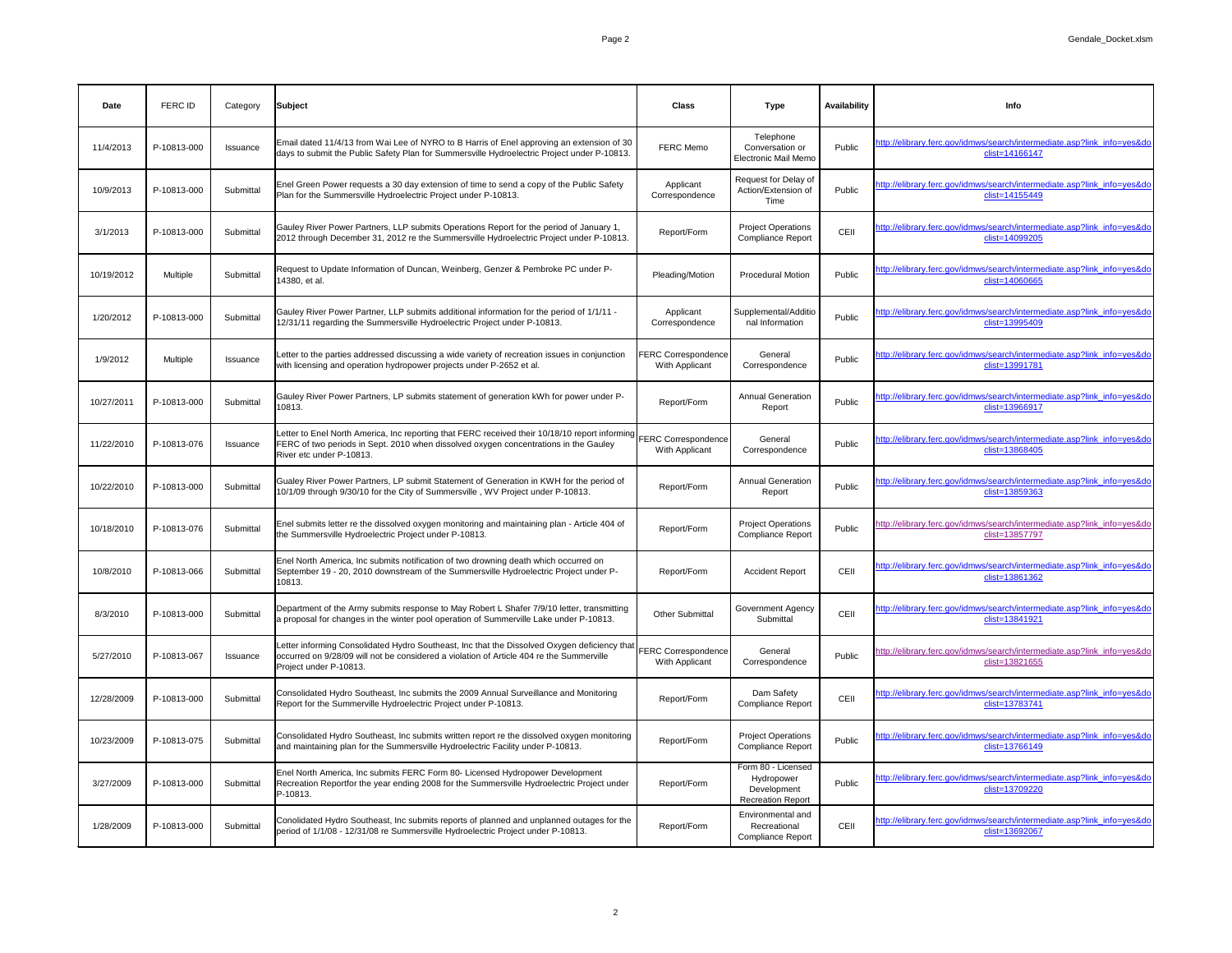| Date | FERC ID | Category | Subject | Class | Type | Availability | Info |
|---|---|---|---|---|---|---|---|
| 11/4/2013 | P-10813-000 | Issuance | Email dated 11/4/13 from Wai Lee of NYRO to B Harris of Enel approving an extension of 30 days to submit the Public Safety Plan for Summersville Hydroelectric Project under P-10813. | FERC Memo | Telephone Conversation or Electronic Mail Memo | Public | http://elibrary.ferc.gov/idmws/search/intermediate.asp?link_info=yes&doclist=14166147 |
| 10/9/2013 | P-10813-000 | Submittal | Enel Green Power requests a 30 day extension of time to send a copy of the Public Safety Plan for the Summersville Hydroelectric Project under P-10813. | Applicant Correspondence | Request for Delay of Action/Extension of Time | Public | http://elibrary.ferc.gov/idmws/search/intermediate.asp?link_info=yes&doclist=14155449 |
| 3/1/2013 | P-10813-000 | Submittal | Gauley River Power Partners, LLP submits Operations Report for the period of January 1, 2012 through December 31, 2012 re the Summersville Hydroelectric Project under P-10813. | Report/Form | Project Operations Compliance Report | CEII | http://elibrary.ferc.gov/idmws/search/intermediate.asp?link_info=yes&doclist=14099205 |
| 10/19/2012 | Multiple | Submittal | Request to Update Information of Duncan, Weinberg, Genzer & Pembroke PC under P-14380, et al. | Pleading/Motion | Procedural Motion | Public | http://elibrary.ferc.gov/idmws/search/intermediate.asp?link_info=yes&doclist=14060665 |
| 1/20/2012 | P-10813-000 | Submittal | Gauley River Power Partner, LLP submits additional information for the period of 1/1/11 - 12/31/11 regarding the Summersville Hydroelectric Project under P-10813. | Applicant Correspondence | Supplemental/Additional Information | Public | http://elibrary.ferc.gov/idmws/search/intermediate.asp?link_info=yes&doclist=13995409 |
| 1/9/2012 | Multiple | Issuance | Letter to the parties addressed discussing a wide variety of recreation issues in conjunction with licensing and operation hydropower projects under P-2652 et al. | FERC Correspondence With Applicant | General Correspondence | Public | http://elibrary.ferc.gov/idmws/search/intermediate.asp?link_info=yes&doclist=13991781 |
| 10/27/2011 | P-10813-000 | Submittal | Gauley River Power Partners, LP submits statement of generation kWh for power under P-10813. | Report/Form | Annual Generation Report | Public | http://elibrary.ferc.gov/idmws/search/intermediate.asp?link_info=yes&doclist=13966917 |
| 11/22/2010 | P-10813-076 | Issuance | Letter to Enel North America, Inc reporting that FERC received their 10/18/10 report informing FERC of two periods in Sept. 2010 when dissolved oxygen concentrations in the Gauley River etc under P-10813. | FERC Correspondence With Applicant | General Correspondence | Public | http://elibrary.ferc.gov/idmws/search/intermediate.asp?link_info=yes&doclist=13868405 |
| 10/22/2010 | P-10813-000 | Submittal | Gualey River Power Partners, LP submit Statement of Generation in KWH for the period of 10/1/09 through 9/30/10 for the City of Summersville , WV Project under P-10813. | Report/Form | Annual Generation Report | Public | http://elibrary.ferc.gov/idmws/search/intermediate.asp?link_info=yes&doclist=13859363 |
| 10/18/2010 | P-10813-076 | Submittal | Enel submits letter re the dissolved oxygen monitoring and maintaining plan - Article 404 of the Summersville Hydroelectric Project under P-10813. | Report/Form | Project Operations Compliance Report | Public | http://elibrary.ferc.gov/idmws/search/intermediate.asp?link_info=yes&doclist=13857797 |
| 10/8/2010 | P-10813-066 | Submittal | Enel North America, Inc submits notification of two drowning death which occurred on September 19 - 20, 2010 downstream of the Summersville Hydroelectric Project under P-10813. | Report/Form | Accident Report | CEII | http://elibrary.ferc.gov/idmws/search/intermediate.asp?link_info=yes&doclist=13861362 |
| 8/3/2010 | P-10813-000 | Submittal | Department of the Army submits response to May Robert L Shafer 7/9/10 letter, transmitting a proposal for changes in the winter pool operation of Summerville Lake under P-10813. | Other Submittal | Government Agency Submittal | CEII | http://elibrary.ferc.gov/idmws/search/intermediate.asp?link_info=yes&doclist=13841921 |
| 5/27/2010 | P-10813-067 | Issuance | Letter informing Consolidated Hydro Southeast, Inc that the Dissolved Oxygen deficiency that occurred on 9/28/09 will not be considered a violation of Article 404 re the Summerville Project under P-10813. | FERC Correspondence With Applicant | General Correspondence | Public | http://elibrary.ferc.gov/idmws/search/intermediate.asp?link_info=yes&doclist=13821655 |
| 12/28/2009 | P-10813-000 | Submittal | Consolidated Hydro Southeast, Inc submits the 2009 Annual Surveillance and Monitoring Report for the Summerville Hydroelectric Project under P-10813. | Report/Form | Dam Safety Compliance Report | CEII | http://elibrary.ferc.gov/idmws/search/intermediate.asp?link_info=yes&doclist=13783741 |
| 10/23/2009 | P-10813-075 | Submittal | Consolidated Hydro Southeast, Inc submits written report re the dissolved oxygen monitoring and maintaining plan for the Summersville Hydroelectric Facility under P-10813. | Report/Form | Project Operations Compliance Report | Public | http://elibrary.ferc.gov/idmws/search/intermediate.asp?link_info=yes&doclist=13766149 |
| 3/27/2009 | P-10813-000 | Submittal | Enel North America, Inc submits FERC Form 80- Licensed Hydropower Development Recreation Reportfor the year ending 2008 for the Summersville Hydroelectric Project under P-10813. | Report/Form | Form 80 - Licensed Hydropower Development Recreation Report | Public | http://elibrary.ferc.gov/idmws/search/intermediate.asp?link_info=yes&doclist=13709220 |
| 1/28/2009 | P-10813-000 | Submittal | Conolidated Hydro Southeast, Inc submits reports of planned and unplanned outages for the period of 1/1/08 - 12/31/08 re Summersville Hydroelectric Project under P-10813. | Report/Form | Environmental and Recreational Compliance Report | CEII | http://elibrary.ferc.gov/idmws/search/intermediate.asp?link_info=yes&doclist=13692067 |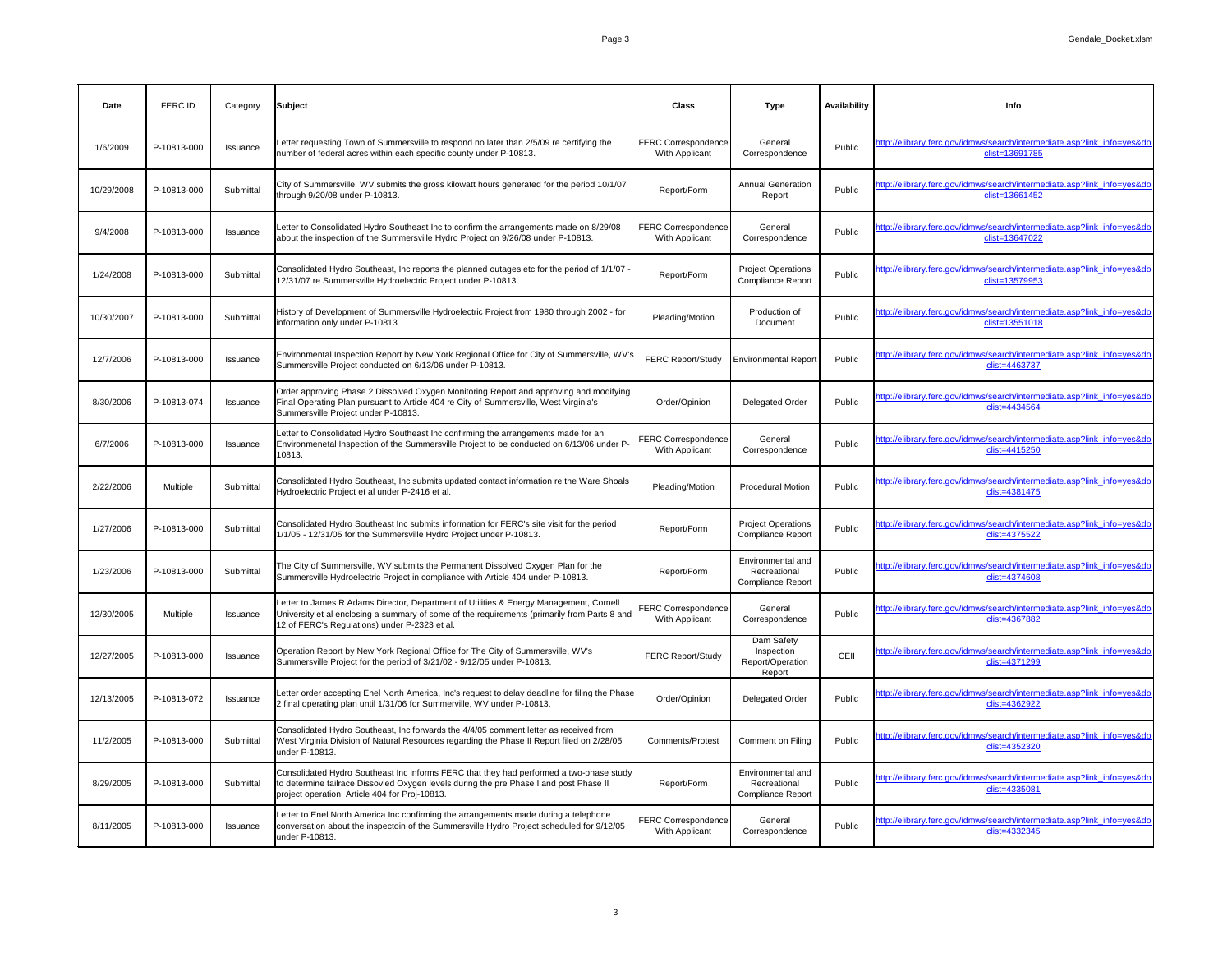| Date | FERC ID | Category | Subject | Class | Type | Availability | Info |
|---|---|---|---|---|---|---|---|
| 1/6/2009 | P-10813-000 | Issuance | Letter requesting Town of Summersville to respond no later than 2/5/09 re certifying the number of federal acres within each specific county under P-10813. | FERC Correspondence With Applicant | General Correspondence | Public | http://elibrary.ferc.gov/idmws/search/intermediate.asp?link_info=yes&doclist=13691785 |
| 10/29/2008 | P-10813-000 | Submittal | City of Summersville, WV submits the gross kilowatt hours generated for the period 10/1/07 through 9/20/08 under P-10813. | Report/Form | Annual Generation Report | Public | http://elibrary.ferc.gov/idmws/search/intermediate.asp?link_info=yes&doclist=13661452 |
| 9/4/2008 | P-10813-000 | Issuance | Letter to Consolidated Hydro Southeast Inc to confirm the arrangements made on 8/29/08 about the inspection of the Summersville Hydro Project on 9/26/08 under P-10813. | FERC Correspondence With Applicant | General Correspondence | Public | http://elibrary.ferc.gov/idmws/search/intermediate.asp?link_info=yes&doclist=13647022 |
| 1/24/2008 | P-10813-000 | Submittal | Consolidated Hydro Southeast, Inc reports the planned outages etc for the period of 1/1/07 - 12/31/07 re Summersville Hydroelectric Project under P-10813. | Report/Form | Project Operations Compliance Report | Public | http://elibrary.ferc.gov/idmws/search/intermediate.asp?link_info=yes&doclist=13579953 |
| 10/30/2007 | P-10813-000 | Submittal | History of Development of Summersville Hydroelectric Project from 1980 through 2002 - for information only under P-10813 | Pleading/Motion | Production of Document | Public | http://elibrary.ferc.gov/idmws/search/intermediate.asp?link_info=yes&doclist=13551018 |
| 12/7/2006 | P-10813-000 | Issuance | Environmental Inspection Report by New York Regional Office for City of Summersville, WV's Summersville Project conducted on 6/13/06 under P-10813. | FERC Report/Study | Environmental Report | Public | http://elibrary.ferc.gov/idmws/search/intermediate.asp?link_info=yes&doclist=4463737 |
| 8/30/2006 | P-10813-074 | Issuance | Order approving Phase 2 Dissolved Oxygen Monitoring Report and approving and modifying Final Operating Plan pursuant to Article 404 re City of Summersville, West Virginia's Summersville Project under P-10813. | Order/Opinion | Delegated Order | Public | http://elibrary.ferc.gov/idmws/search/intermediate.asp?link_info=yes&doclist=4434564 |
| 6/7/2006 | P-10813-000 | Issuance | Letter to Consolidated Hydro Southeast Inc confirming the arrangements made for an Environmenetal Inspection of the Summersville Project to be conducted on 6/13/06 under P-10813. | FERC Correspondence With Applicant | General Correspondence | Public | http://elibrary.ferc.gov/idmws/search/intermediate.asp?link_info=yes&doclist=4415250 |
| 2/22/2006 | Multiple | Submittal | Consolidated Hydro Southeast, Inc submits updated contact information re the Ware Shoals Hydroelectric Project et al under P-2416 et al. | Pleading/Motion | Procedural Motion | Public | http://elibrary.ferc.gov/idmws/search/intermediate.asp?link_info=yes&doclist=4381475 |
| 1/27/2006 | P-10813-000 | Submittal | Consolidated Hydro Southeast Inc submits information for FERC's site visit for the period 1/1/05 - 12/31/05 for the Summersville Hydro Project under P-10813. | Report/Form | Project Operations Compliance Report | Public | http://elibrary.ferc.gov/idmws/search/intermediate.asp?link_info=yes&doclist=4375522 |
| 1/23/2006 | P-10813-000 | Submittal | The City of Summersville, WV submits the Permanent Dissolved Oxygen Plan for the Summersville Hydroelectric Project in compliance with Article 404 under P-10813. | Report/Form | Environmental and Recreational Compliance Report | Public | http://elibrary.ferc.gov/idmws/search/intermediate.asp?link_info=yes&doclist=4374608 |
| 12/30/2005 | Multiple | Issuance | Letter to James R Adams Director, Department of Utilities & Energy Management, Cornell University et al enclosing a summary of some of the requirements (primarily from Parts 8 and 12 of FERC's Regulations) under P-2323 et al. | FERC Correspondence With Applicant | General Correspondence | Public | http://elibrary.ferc.gov/idmws/search/intermediate.asp?link_info=yes&doclist=4367882 |
| 12/27/2005 | P-10813-000 | Issuance | Operation Report by New York Regional Office for The City of Summersville, WV's Summersville Project for the period of 3/21/02 - 9/12/05 under P-10813. | FERC Report/Study | Dam Safety Inspection Report/Operation Report | CEII | http://elibrary.ferc.gov/idmws/search/intermediate.asp?link_info=yes&doclist=4371299 |
| 12/13/2005 | P-10813-072 | Issuance | Letter order accepting Enel North America, Inc's request to delay deadline for filing the Phase 2 final operating plan until 1/31/06 for Summerville, WV under P-10813. | Order/Opinion | Delegated Order | Public | http://elibrary.ferc.gov/idmws/search/intermediate.asp?link_info=yes&doclist=4362922 |
| 11/2/2005 | P-10813-000 | Submittal | Consolidated Hydro Southeast, Inc forwards the 4/4/05 comment letter as received from West Virginia Division of Natural Resources regarding the Phase II Report filed on 2/28/05 under P-10813. | Comments/Protest | Comment on Filing | Public | http://elibrary.ferc.gov/idmws/search/intermediate.asp?link_info=yes&doclist=4352320 |
| 8/29/2005 | P-10813-000 | Submittal | Consolidated Hydro Southeast Inc informs FERC that they had performed a two-phase study to determine tailrace Dissovled Oxygen levels during the pre Phase I and post Phase II project operation, Article 404 for Proj-10813. | Report/Form | Environmental and Recreational Compliance Report | Public | http://elibrary.ferc.gov/idmws/search/intermediate.asp?link_info=yes&doclist=4335081 |
| 8/11/2005 | P-10813-000 | Issuance | Letter to Enel North America Inc confirming the arrangements made during a telephone conversation about the inspectoin of the Summersville Hydro Project scheduled for 9/12/05 under P-10813. | FERC Correspondence With Applicant | General Correspondence | Public | http://elibrary.ferc.gov/idmws/search/intermediate.asp?link_info=yes&doclist=4332345 |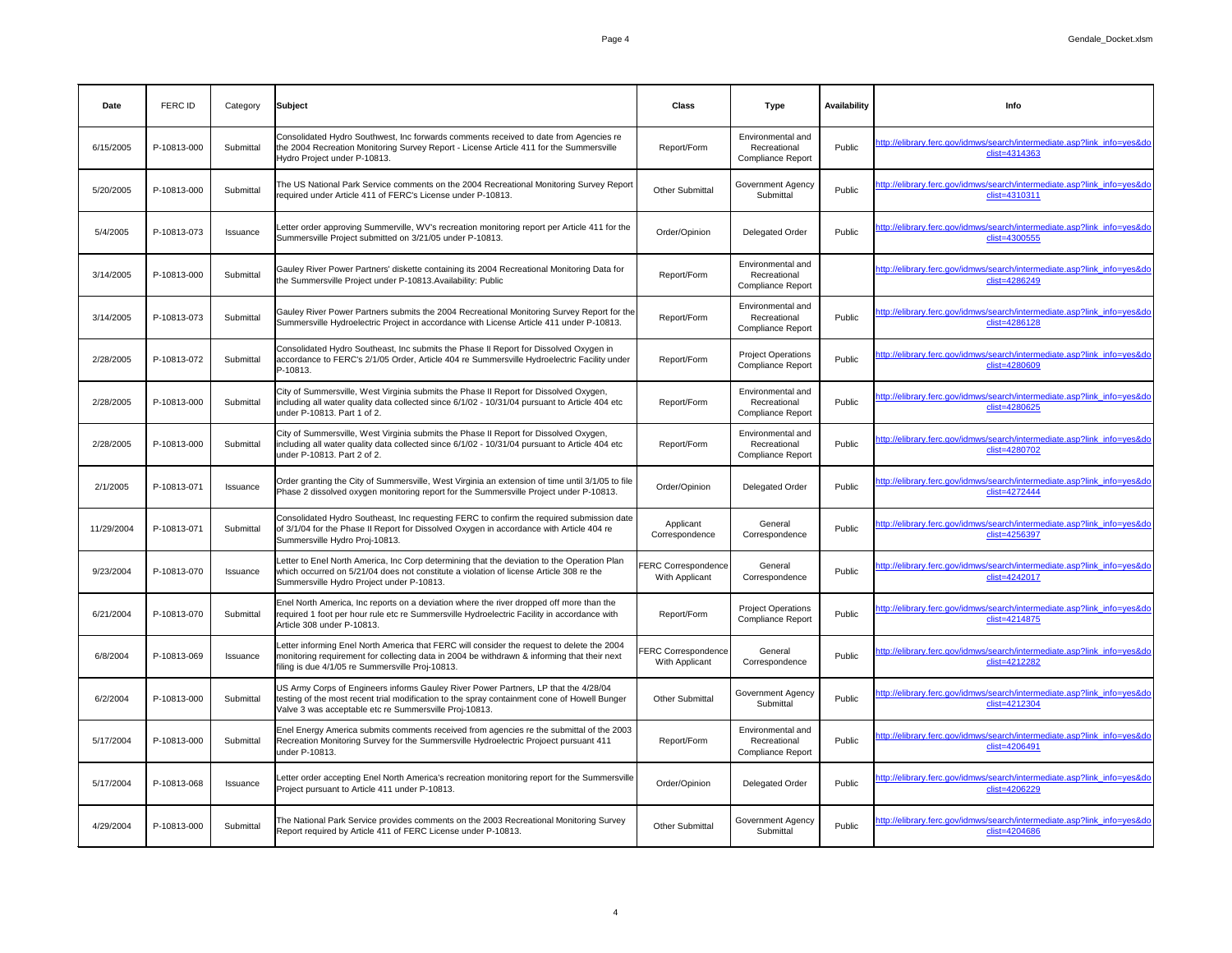| Date | FERC ID | Category | Subject | Class | Type | Availability | Info |
|---|---|---|---|---|---|---|---|
| 6/15/2005 | P-10813-000 | Submittal | Consolidated Hydro Southwest, Inc forwards comments received to date from Agencies re the 2004 Recreation Monitoring Survey Report - License Article 411 for the Summersville Hydro Project under P-10813. | Report/Form | Environmental and Recreational Compliance Report | Public | http://elibrary.ferc.gov/idmws/search/intermediate.asp?link_info=yes&doclist=4314363 |
| 5/20/2005 | P-10813-000 | Submittal | The US National Park Service comments on the 2004 Recreational Monitoring Survey Report required under Article 411 of FERC's License under P-10813. | Other Submittal | Government Agency Submittal | Public | http://elibrary.ferc.gov/idmws/search/intermediate.asp?link_info=yes&doclist=4310311 |
| 5/4/2005 | P-10813-073 | Issuance | Letter order approving Summerville, WV's recreation monitoring report per Article 411 for the Summersville Project submitted on 3/21/05 under P-10813. | Order/Opinion | Delegated Order | Public | http://elibrary.ferc.gov/idmws/search/intermediate.asp?link_info=yes&doclist=4300555 |
| 3/14/2005 | P-10813-000 | Submittal | Gauley River Power Partners' diskette containing its 2004 Recreational Monitoring Data for the Summersville Project under P-10813.Availability: Public | Report/Form | Environmental and Recreational Compliance Report | | http://elibrary.ferc.gov/idmws/search/intermediate.asp?link_info=yes&doclist=4286249 |
| 3/14/2005 | P-10813-073 | Submittal | Gauley River Power Partners submits the 2004 Recreational Monitoring Survey Report for the Summersville Hydroelectric Project in accordance with License Article 411 under P-10813. | Report/Form | Environmental and Recreational Compliance Report | Public | http://elibrary.ferc.gov/idmws/search/intermediate.asp?link_info=yes&doclist=4286128 |
| 2/28/2005 | P-10813-072 | Submittal | Consolidated Hydro Southeast, Inc submits the Phase II Report for Dissolved Oxygen in accordance to FERC's 2/1/05 Order, Article 404 re Summersville Hydroelectric Facility under P-10813. | Report/Form | Project Operations Compliance Report | Public | http://elibrary.ferc.gov/idmws/search/intermediate.asp?link_info=yes&doclist=4280609 |
| 2/28/2005 | P-10813-000 | Submittal | City of Summersville, West Virginia submits the Phase II Report for Dissolved Oxygen, including all water quality data collected since 6/1/02 - 10/31/04 pursuant to Article 404 etc under P-10813. Part 1 of 2. | Report/Form | Environmental and Recreational Compliance Report | Public | http://elibrary.ferc.gov/idmws/search/intermediate.asp?link_info=yes&doclist=4280625 |
| 2/28/2005 | P-10813-000 | Submittal | City of Summersville, West Virginia submits the Phase II Report for Dissolved Oxygen, including all water quality data collected since 6/1/02 - 10/31/04 pursuant to Article 404 etc under P-10813. Part 2 of 2. | Report/Form | Environmental and Recreational Compliance Report | Public | http://elibrary.ferc.gov/idmws/search/intermediate.asp?link_info=yes&doclist=4280702 |
| 2/1/2005 | P-10813-071 | Issuance | Order granting the City of Summersville, West Virginia an extension of time until 3/1/05 to file Phase 2 dissolved oxygen monitoring report for the Summersville Project under P-10813. | Order/Opinion | Delegated Order | Public | http://elibrary.ferc.gov/idmws/search/intermediate.asp?link_info=yes&doclist=4272444 |
| 11/29/2004 | P-10813-071 | Submittal | Consolidated Hydro Southeast, Inc requesting FERC to confirm the required submission date of 3/1/04 for the Phase II Report for Dissolved Oxygen in accordance with Article 404 re Summersville Hydro Proj-10813. | Applicant Correspondence | General Correspondence | Public | http://elibrary.ferc.gov/idmws/search/intermediate.asp?link_info=yes&doclist=4256397 |
| 9/23/2004 | P-10813-070 | Issuance | Letter to Enel North America, Inc Corp determining that the deviation to the Operation Plan which occurred on 5/21/04 does not constitute a violation of license Article 308 re the Summersville Hydro Project under P-10813. | FERC Correspondence With Applicant | General Correspondence | Public | http://elibrary.ferc.gov/idmws/search/intermediate.asp?link_info=yes&doclist=4242017 |
| 6/21/2004 | P-10813-070 | Submittal | Enel North America, Inc reports on a deviation where the river dropped off more than the required 1 foot per hour rule etc re Summersville Hydroelectric Facility in accordance with Article 308 under P-10813. | Report/Form | Project Operations Compliance Report | Public | http://elibrary.ferc.gov/idmws/search/intermediate.asp?link_info=yes&doclist=4214875 |
| 6/8/2004 | P-10813-069 | Issuance | Letter informing Enel North America that FERC will consider the request to delete the 2004 monitoring requirement for collecting data in 2004 be withdrawn & informing that their next filing is due 4/1/05 re Summersville Proj-10813. | FERC Correspondence With Applicant | General Correspondence | Public | http://elibrary.ferc.gov/idmws/search/intermediate.asp?link_info=yes&doclist=4212282 |
| 6/2/2004 | P-10813-000 | Submittal | US Army Corps of Engineers informs Gauley River Power Partners, LP that the 4/28/04 testing of the most recent trial modification to the spray containment cone of Howell Bunger Valve 3 was acceptable etc re Summersville Proj-10813. | Other Submittal | Government Agency Submittal | Public | http://elibrary.ferc.gov/idmws/search/intermediate.asp?link_info=yes&doclist=4212304 |
| 5/17/2004 | P-10813-000 | Submittal | Enel Energy America submits comments received from agencies re the submittal of the 2003 Recreation Monitoring Survey for the Summersville Hydroelectric Projeect pursuant 411 under P-10813. | Report/Form | Environmental and Recreational Compliance Report | Public | http://elibrary.ferc.gov/idmws/search/intermediate.asp?link_info=yes&doclist=4206491 |
| 5/17/2004 | P-10813-068 | Issuance | Letter order accepting Enel North America's recreation monitoring report for the Summersville Project pursuant to Article 411 under P-10813. | Order/Opinion | Delegated Order | Public | http://elibrary.ferc.gov/idmws/search/intermediate.asp?link_info=yes&doclist=4206229 |
| 4/29/2004 | P-10813-000 | Submittal | The National Park Service provides comments on the 2003 Recreational Monitoring Survey Report required by Article 411 of FERC License under P-10813. | Other Submittal | Government Agency Submittal | Public | http://elibrary.ferc.gov/idmws/search/intermediate.asp?link_info=yes&doclist=4204686 |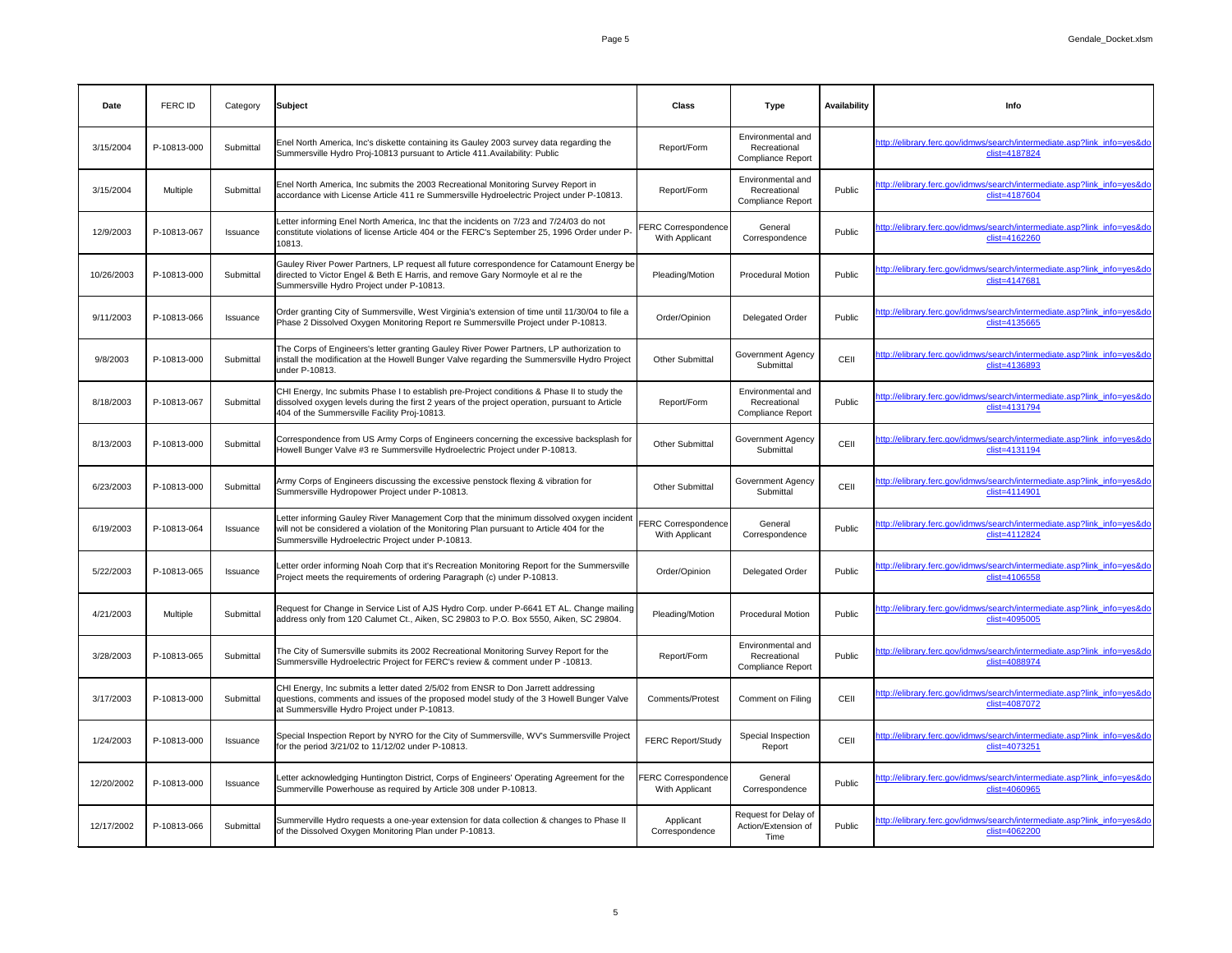| Date | FERC ID | Category | Subject | Class | Type | Availability | Info |
|---|---|---|---|---|---|---|---|
| 3/15/2004 | P-10813-000 | Submittal | Enel North America, Inc's diskette containing its Gauley 2003 survey data regarding the Summersville Hydro Proj-10813 pursuant to Article 411.Availability: Public | Report/Form | Environmental and Recreational Compliance Report | | http://elibrary.ferc.gov/idmws/search/intermediate.asp?link_info=yes&doclist=4187824 |
| 3/15/2004 | Multiple | Submittal | Enel North America, Inc submits the 2003 Recreational Monitoring Survey Report in accordance with License Article 411 re Summersville Hydroelectric Project under P-10813. | Report/Form | Environmental and Recreational Compliance Report | Public | http://elibrary.ferc.gov/idmws/search/intermediate.asp?link_info=yes&doclist=4187604 |
| 12/9/2003 | P-10813-067 | Issuance | Letter informing Enel North America, Inc that the incidents on 7/23 and 7/24/03 do not constitute violations of license Article 404 or the FERC's September 25, 1996 Order under P-10813. | FERC Correspondence With Applicant | General Correspondence | Public | http://elibrary.ferc.gov/idmws/search/intermediate.asp?link_info=yes&doclist=4162260 |
| 10/26/2003 | P-10813-000 | Submittal | Gauley River Power Partners, LP request all future correspondence for Catamount Energy be directed to Victor Engel & Beth E Harris, and remove Gary Normoyle et al re the Summersville Hydro Project under P-10813. | Pleading/Motion | Procedural Motion | Public | http://elibrary.ferc.gov/idmws/search/intermediate.asp?link_info=yes&doclist=4147681 |
| 9/11/2003 | P-10813-066 | Issuance | Order granting City of Summersville, West Virginia's extension of time until 11/30/04 to file a Phase 2 Dissolved Oxygen Monitoring Report re Summersville Project under P-10813. | Order/Opinion | Delegated Order | Public | http://elibrary.ferc.gov/idmws/search/intermediate.asp?link_info=yes&doclist=4135665 |
| 9/8/2003 | P-10813-000 | Submittal | The Corps of Engineers's letter granting Gauley River Power Partners, LP authorization to install the modification at the Howell Bunger Valve regarding the Summersville Hydro Project under P-10813. | Other Submittal | Government Agency Submittal | CEII | http://elibrary.ferc.gov/idmws/search/intermediate.asp?link_info=yes&doclist=4136893 |
| 8/18/2003 | P-10813-067 | Submittal | CHI Energy, Inc submits Phase I to establish pre-Project conditions & Phase II to study the dissolved oxygen levels during the first 2 years of the project operation, pursuant to Article 404 of the Summersville Facility Proj-10813. | Report/Form | Environmental and Recreational Compliance Report | Public | http://elibrary.ferc.gov/idmws/search/intermediate.asp?link_info=yes&doclist=4131794 |
| 8/13/2003 | P-10813-000 | Submittal | Correspondence from US Army Corps of Engineers concerning the excessive backsplash for Howell Bunger Valve #3 re Summersville Hydroelectric Project under P-10813. | Other Submittal | Government Agency Submittal | CEII | http://elibrary.ferc.gov/idmws/search/intermediate.asp?link_info=yes&doclist=4131194 |
| 6/23/2003 | P-10813-000 | Submittal | Army Corps of Engineers discussing the excessive penstock flexing & vibration for Summersville Hydropower Project under P-10813. | Other Submittal | Government Agency Submittal | CEII | http://elibrary.ferc.gov/idmws/search/intermediate.asp?link_info=yes&doclist=4114901 |
| 6/19/2003 | P-10813-064 | Issuance | Letter informing Gauley River Management Corp that the minimum dissolved oxygen incident will not be considered a violation of the Monitoring Plan pursuant to Article 404 for the Summersville Hydroelectric Project under P-10813. | FERC Correspondence With Applicant | General Correspondence | Public | http://elibrary.ferc.gov/idmws/search/intermediate.asp?link_info=yes&doclist=4112824 |
| 5/22/2003 | P-10813-065 | Issuance | Letter order informing Noah Corp that it's Recreation Monitoring Report for the Summersville Project meets the requirements of ordering Paragraph (c) under P-10813. | Order/Opinion | Delegated Order | Public | http://elibrary.ferc.gov/idmws/search/intermediate.asp?link_info=yes&doclist=4106558 |
| 4/21/2003 | Multiple | Submittal | Request for Change in Service List of AJS Hydro Corp. under P-6641 ET AL. Change mailing address only from 120 Calumet Ct., Aiken, SC 29803 to P.O. Box 5550, Aiken, SC 29804. | Pleading/Motion | Procedural Motion | Public | http://elibrary.ferc.gov/idmws/search/intermediate.asp?link_info=yes&doclist=4095005 |
| 3/28/2003 | P-10813-065 | Submittal | The City of Sumersville submits its 2002 Recreational Monitoring Survey Report for the Summersville Hydroelectric Project for FERC's review & comment under P -10813. | Report/Form | Environmental and Recreational Compliance Report | Public | http://elibrary.ferc.gov/idmws/search/intermediate.asp?link_info=yes&doclist=4088974 |
| 3/17/2003 | P-10813-000 | Submittal | CHI Energy, Inc submits a letter dated 2/5/02 from ENSR to Don Jarrett addressing questions, comments and issues of the proposed model study of the 3 Howell Bunger Valve at Summersville Hydro Project under P-10813. | Comments/Protest | Comment on Filing | CEII | http://elibrary.ferc.gov/idmws/search/intermediate.asp?link_info=yes&doclist=4087072 |
| 1/24/2003 | P-10813-000 | Issuance | Special Inspection Report by NYRO for the City of Summersville, WV's Summersville Project for the period 3/21/02 to 11/12/02 under P-10813. | FERC Report/Study | Special Inspection Report | CEII | http://elibrary.ferc.gov/idmws/search/intermediate.asp?link_info=yes&doclist=4073251 |
| 12/20/2002 | P-10813-000 | Issuance | Letter acknowledging Huntington District, Corps of Engineers' Operating Agreement for the Summerville Powerhouse as required by Article 308 under P-10813. | FERC Correspondence With Applicant | General Correspondence | Public | http://elibrary.ferc.gov/idmws/search/intermediate.asp?link_info=yes&doclist=4060965 |
| 12/17/2002 | P-10813-066 | Submittal | Summerville Hydro requests a one-year extension for data collection & changes to Phase II of the Dissolved Oxygen Monitoring Plan under P-10813. | Applicant Correspondence | Request for Delay of Action/Extension of Time | Public | http://elibrary.ferc.gov/idmws/search/intermediate.asp?link_info=yes&doclist=4062200 |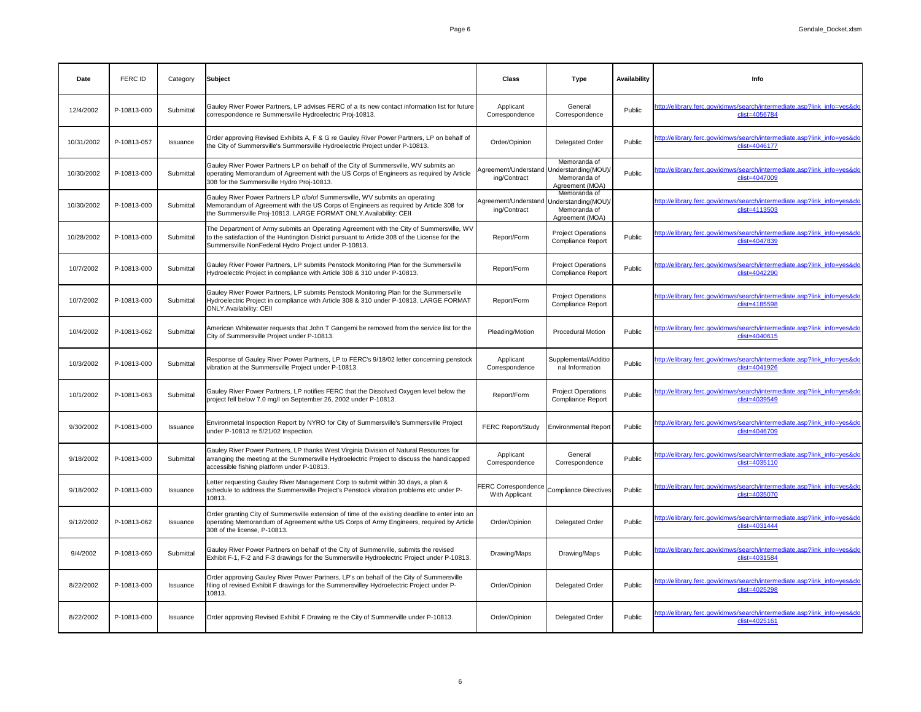| Date | FERC ID | Category | Subject | Class | Type | Availability | Info |
|---|---|---|---|---|---|---|---|
| 12/4/2002 | P-10813-000 | Submittal | Gauley River Power Partners, LP advises FERC of a its new contact information list for future correspondence re Summersville Hydroelectric Proj-10813. | Applicant Correspondence | General Correspondence | Public | http://elibrary.ferc.gov/idmws/search/intermediate.asp?link_info=yes&doclist=4056784 |
| 10/31/2002 | P-10813-057 | Issuance | Order approving Revised Exhibits A, F & G re Gauley River Power Partners, LP on behalf of the City of Summersville's Summersville Hydroelectric Project under P-10813. | Order/Opinion | Delegated Order | Public | http://elibrary.ferc.gov/idmws/search/intermediate.asp?link_info=yes&doclist=4046177 |
| 10/30/2002 | P-10813-000 | Submittal | Gauley River Power Partners LP on behalf of the City of Summersville, WV submits an operating Memorandum of Agreement with the US Corps of Engineers as required by Article 308 for the Summersville Hydro Proj-10813. | Agreement/Understanding/Contract | Memoranda of Understanding(MOU)/ Memoranda of Agreement (MOA) | Public | http://elibrary.ferc.gov/idmws/search/intermediate.asp?link_info=yes&doclist=4047009 |
| 10/30/2002 | P-10813-000 | Submittal | Gauley River Power Partners LP o/b/of Summersville, WV submits an operating Memorandum of Agreement with the US Corps of Engineers as required by Article 308 for the Summersville Proj-10813. LARGE FORMAT ONLY.Availability: CEII | Agreement/Understanding/Contract | Memoranda of Understanding(MOU)/ Memoranda of Agreement (MOA) | | http://elibrary.ferc.gov/idmws/search/intermediate.asp?link_info=yes&doclist=4113503 |
| 10/28/2002 | P-10813-000 | Submittal | The Department of Army submits an Operating Agreement with the City of Summersville, WV to the satisfaction of the Huntington District pursuant to Article 308 of the License for the Summersville NonFederal Hydro Project under P-10813. | Report/Form | Project Operations Compliance Report | Public | http://elibrary.ferc.gov/idmws/search/intermediate.asp?link_info=yes&doclist=4047839 |
| 10/7/2002 | P-10813-000 | Submittal | Gauley River Power Partners, LP submits Penstock Monitoring Plan for the Summersville Hydroelectric Project in compliance with Article 308 & 310 under P-10813. | Report/Form | Project Operations Compliance Report | Public | http://elibrary.ferc.gov/idmws/search/intermediate.asp?link_info=yes&doclist=4042290 |
| 10/7/2002 | P-10813-000 | Submittal | Gauley River Power Partners, LP submits Penstock Monitoring Plan for the Summersville Hydroelectric Project in compliance with Article 308 & 310 under P-10813. LARGE FORMAT ONLY.Availability: CEII | Report/Form | Project Operations Compliance Report | | http://elibrary.ferc.gov/idmws/search/intermediate.asp?link_info=yes&doclist=4185598 |
| 10/4/2002 | P-10813-062 | Submittal | American Whitewater requests that John T Gangemi be removed from the service list for the City of Summersville Project under P-10813. | Pleading/Motion | Procedural Motion | Public | http://elibrary.ferc.gov/idmws/search/intermediate.asp?link_info=yes&doclist=4040615 |
| 10/3/2002 | P-10813-000 | Submittal | Response of Gauley River Power Partners, LP to FERC's 9/18/02 letter concerning penstock vibration at the Summersville Project under P-10813. | Applicant Correspondence | Supplemental/Additional Information | Public | http://elibrary.ferc.gov/idmws/search/intermediate.asp?link_info=yes&doclist=4041926 |
| 10/1/2002 | P-10813-063 | Submittal | Gauley River Power Partners, LP notifies FERC that the Dissolved Oxygen level below the project fell below 7.0 mg/l on September 26, 2002 under P-10813. | Report/Form | Project Operations Compliance Report | Public | http://elibrary.ferc.gov/idmws/search/intermediate.asp?link_info=yes&doclist=4039549 |
| 9/30/2002 | P-10813-000 | Issuance | Environmetal Inspection Report by NYRO for City of Summersville's Summersville Project under P-10813 re 5/21/02 Inspection. | FERC Report/Study | Environmental Report | Public | http://elibrary.ferc.gov/idmws/search/intermediate.asp?link_info=yes&doclist=4046709 |
| 9/18/2002 | P-10813-000 | Submittal | Gauley River Power Partners, LP thanks West Virginia Division of Natural Resources for arranging the meeting at the Summersville Hydroelectric Project to discuss the handicapped accessible fishing platform under P-10813. | Applicant Correspondence | General Correspondence | Public | http://elibrary.ferc.gov/idmws/search/intermediate.asp?link_info=yes&doclist=4035110 |
| 9/18/2002 | P-10813-000 | Issuance | Letter requesting Gauley River Management Corp to submit within 30 days, a plan & schedule to address the Summersville Project's Penstock vibration problems etc under P-10813. | FERC Correspondence With Applicant | Compliance Directives | Public | http://elibrary.ferc.gov/idmws/search/intermediate.asp?link_info=yes&doclist=4035070 |
| 9/12/2002 | P-10813-062 | Issuance | Order granting City of Summersville extension of time of the existing deadline to enter into an operating Memorandum of Agreement w/the US Corps of Army Engineers, required by Article 308 of the license, P-10813. | Order/Opinion | Delegated Order | Public | http://elibrary.ferc.gov/idmws/search/intermediate.asp?link_info=yes&doclist=4031444 |
| 9/4/2002 | P-10813-060 | Submittal | Gauley River Power Partners on behalf of the City of Summerville, submits the revised Exhibit F-1, F-2 and F-3 drawings for the Summersville Hydroelectric Project under P-10813. | Drawing/Maps | Drawing/Maps | Public | http://elibrary.ferc.gov/idmws/search/intermediate.asp?link_info=yes&doclist=4031584 |
| 8/22/2002 | P-10813-000 | Issuance | Order approving Gauley River Power Partners, LP's on behalf of the City of Summersville filing of revised Exhibit F drawings for the Summersvilley Hydroelectric Project under P-10813. | Order/Opinion | Delegated Order | Public | http://elibrary.ferc.gov/idmws/search/intermediate.asp?link_info=yes&doclist=4025298 |
| 8/22/2002 | P-10813-000 | Issuance | Order approving Revised Exhibit F Drawing re the City of Summerville under P-10813. | Order/Opinion | Delegated Order | Public | http://elibrary.ferc.gov/idmws/search/intermediate.asp?link_info=yes&doclist=4025161 |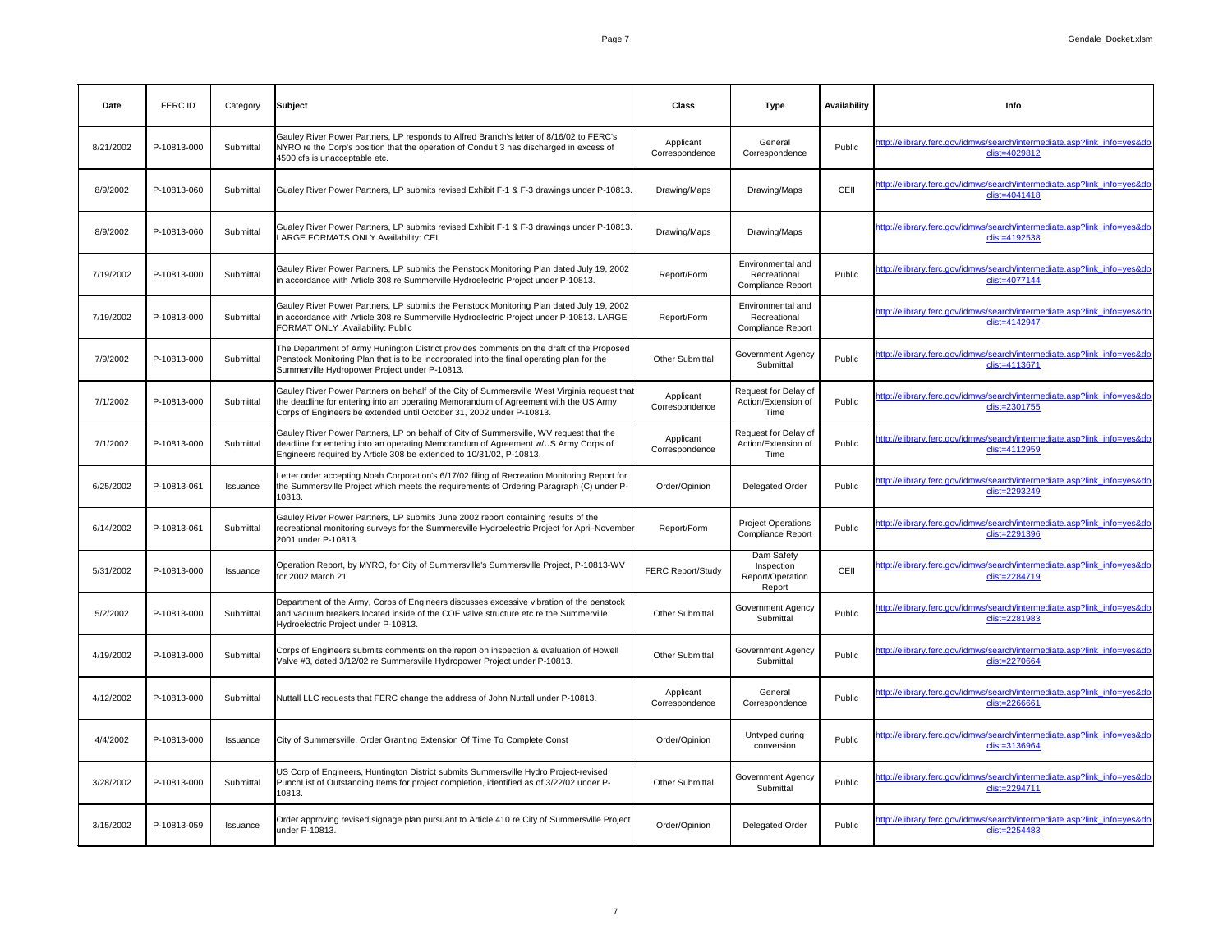| Date | FERC ID | Category | Subject | Class | Type | Availability | Info |
|---|---|---|---|---|---|---|---|
| 8/21/2002 | P-10813-000 | Submittal | Gauley River Power Partners, LP responds to Alfred Branch's letter of 8/16/02 to FERC's NYRO re the Corp's position that the operation of Conduit 3 has discharged in excess of 4500 cfs is unacceptable etc. | Applicant Correspondence | General Correspondence | Public | http://elibrary.ferc.gov/idmws/search/intermediate.asp?link_info=yes&doclist=4029812 |
| 8/9/2002 | P-10813-060 | Submittal | Gualey River Power Partners, LP submits revised Exhibit F-1 & F-3 drawings under P-10813. | Drawing/Maps | Drawing/Maps | CEII | http://elibrary.ferc.gov/idmws/search/intermediate.asp?link_info=yes&doclist=4041418 |
| 8/9/2002 | P-10813-060 | Submittal | Gauley River Power Partners, LP submits revised Exhibit F-1 & F-3 drawings under P-10813. LARGE FORMATS ONLY.Availability: CEII | Drawing/Maps | Drawing/Maps | | http://elibrary.ferc.gov/idmws/search/intermediate.asp?link_info=yes&doclist=4192538 |
| 7/19/2002 | P-10813-000 | Submittal | Gauley River Power Partners, LP submits the Penstock Monitoring Plan dated July 19, 2002 in accordance with Article 308 re Summerville Hydroelectric Project under P-10813. | Report/Form | Environmental and Recreational Compliance Report | Public | http://elibrary.ferc.gov/idmws/search/intermediate.asp?link_info=yes&doclist=4077144 |
| 7/19/2002 | P-10813-000 | Submittal | Gauley River Power Partners, LP submits the Penstock Monitoring Plan dated July 19, 2002 in accordance with Article 308 re Summerville Hydroelectric Project under P-10813. LARGE FORMAT ONLY .Availability: Public | Report/Form | Environmental and Recreational Compliance Report | | http://elibrary.ferc.gov/idmws/search/intermediate.asp?link_info=yes&doclist=4142947 |
| 7/9/2002 | P-10813-000 | Submittal | The Department of Army Hunington District provides comments on the draft of the Proposed Penstock Monitoring Plan that is to be incorporated into the final operating plan for the Summerville Hydropower Project under P-10813. | Other Submittal | Government Agency Submittal | Public | http://elibrary.ferc.gov/idmws/search/intermediate.asp?link_info=yes&doclist=4113671 |
| 7/1/2002 | P-10813-000 | Submittal | Gauley River Power Partners on behalf of the City of Summersville West Virginia request that the deadline for entering into an operating Memorandum of Agreement with the US Army Corps of Engineers be extended until October 31, 2002 under P-10813. | Applicant Correspondence | Request for Delay of Action/Extension of Time | Public | http://elibrary.ferc.gov/idmws/search/intermediate.asp?link_info=yes&doclist=2301755 |
| 7/1/2002 | P-10813-000 | Submittal | Gauley River Power Partners, LP on behalf of City of Summersville, WV request that the deadline for entering into an operating Memorandum of Agreement w/US Army Corps of Engineers required by Article 308 be extended to 10/31/02, P-10813. | Applicant Correspondence | Request for Delay of Action/Extension of Time | Public | http://elibrary.ferc.gov/idmws/search/intermediate.asp?link_info=yes&doclist=4112959 |
| 6/25/2002 | P-10813-061 | Issuance | Letter order accepting Noah Corporation's 6/17/02 filing of Recreation Monitoring Report for the Summersville Project which meets the requirements of Ordering Paragraph (C) under P-10813. | Order/Opinion | Delegated Order | Public | http://elibrary.ferc.gov/idmws/search/intermediate.asp?link_info=yes&doclist=2293249 |
| 6/14/2002 | P-10813-061 | Submittal | Gauley River Power Partners, LP submits June 2002 report containing results of the recreational monitoring surveys for the Summersville Hydroelectric Project for April-November 2001 under P-10813. | Report/Form | Project Operations Compliance Report | Public | http://elibrary.ferc.gov/idmws/search/intermediate.asp?link_info=yes&doclist=2291396 |
| 5/31/2002 | P-10813-000 | Issuance | Operation Report, by MYRO, for City of Summersville's Summersville Project, P-10813-WV for 2002 March 21 | FERC Report/Study | Dam Safety Inspection Report/Operation Report | CEII | http://elibrary.ferc.gov/idmws/search/intermediate.asp?link_info=yes&doclist=2284719 |
| 5/2/2002 | P-10813-000 | Submittal | Department of the Army, Corps of Engineers discusses excessive vibration of the penstock and vacuum breakers located inside of the COE valve structure etc re the Summerville Hydroelectric Project under P-10813. | Other Submittal | Government Agency Submittal | Public | http://elibrary.ferc.gov/idmws/search/intermediate.asp?link_info=yes&doclist=2281983 |
| 4/19/2002 | P-10813-000 | Submittal | Corps of Engineers submits comments on the report on inspection & evaluation of Howell Valve #3, dated 3/12/02 re Summersville Hydropower Project under P-10813. | Other Submittal | Government Agency Submittal | Public | http://elibrary.ferc.gov/idmws/search/intermediate.asp?link_info=yes&doclist=2270664 |
| 4/12/2002 | P-10813-000 | Submittal | Nuttall LLC requests that FERC change the address of John Nuttall under P-10813. | Applicant Correspondence | General Correspondence | Public | http://elibrary.ferc.gov/idmws/search/intermediate.asp?link_info=yes&doclist=2266661 |
| 4/4/2002 | P-10813-000 | Issuance | City of Summersville. Order Granting Extension Of Time To Complete Const | Order/Opinion | Untyped during conversion | Public | http://elibrary.ferc.gov/idmws/search/intermediate.asp?link_info=yes&doclist=3136964 |
| 3/28/2002 | P-10813-000 | Submittal | US Corp of Engineers, Huntington District submits Summersville Hydro Project-revised PunchList of Outstanding Items for project completion, identified as of 3/22/02 under P-10813. | Other Submittal | Government Agency Submittal | Public | http://elibrary.ferc.gov/idmws/search/intermediate.asp?link_info=yes&doclist=2294711 |
| 3/15/2002 | P-10813-059 | Issuance | Order approving revised signage plan pursuant to Article 410 re City of Summersville Project under P-10813. | Order/Opinion | Delegated Order | Public | http://elibrary.ferc.gov/idmws/search/intermediate.asp?link_info=yes&doclist=2254483 |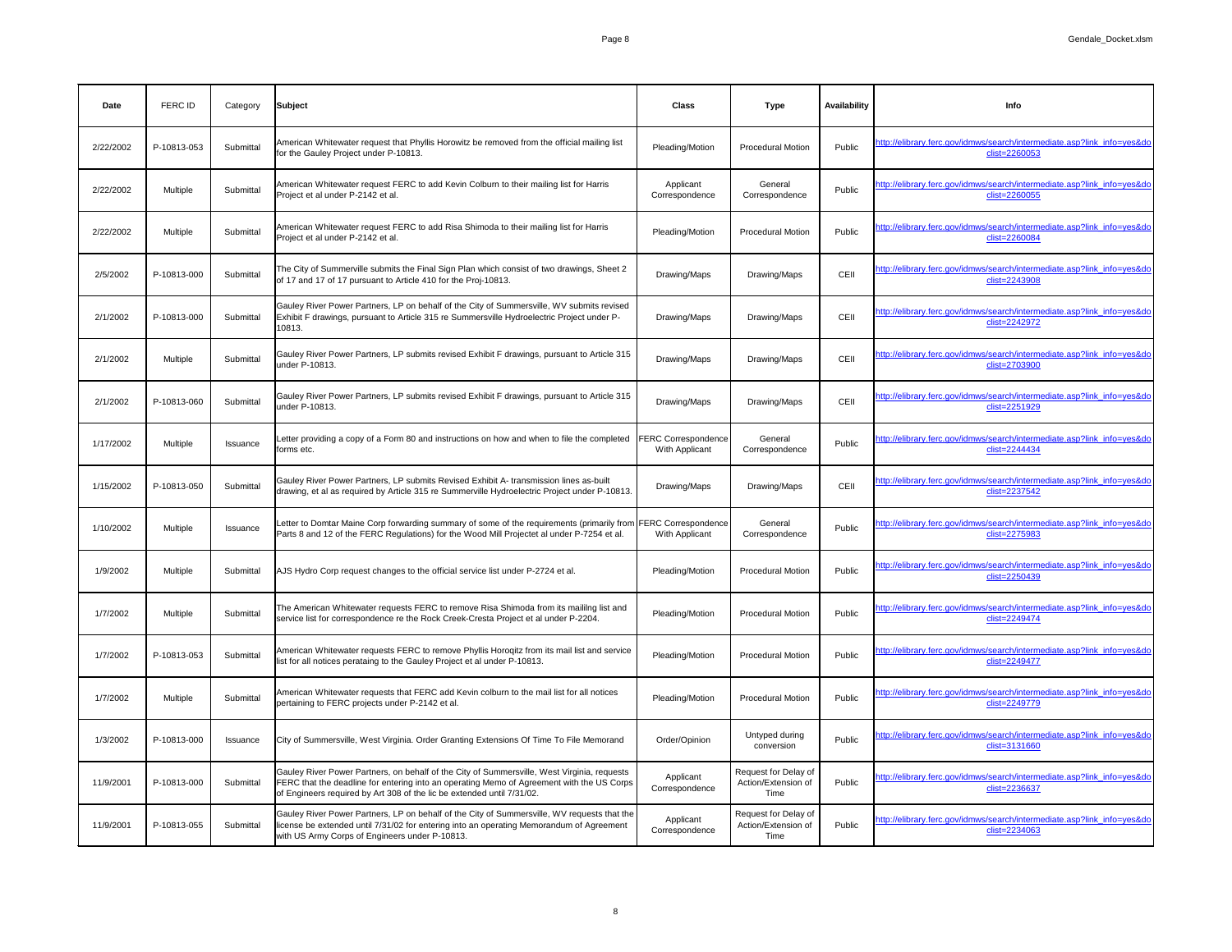| Date | FERC ID | Category | Subject | Class | Type | Availability | Info |
|---|---|---|---|---|---|---|---|
| 2/22/2002 | P-10813-053 | Submittal | American Whitewater request that Phyllis Horowitz be removed from the official mailing list for the Gauley Project under P-10813. | Pleading/Motion | Procedural Motion | Public | http://elibrary.ferc.gov/idmws/search/intermediate.asp?link_info=yes&doclist=2260053 |
| 2/22/2002 | Multiple | Submittal | American Whitewater request FERC to add Kevin Colburn to their mailing list for Harris Project et al under P-2142 et al. | Applicant Correspondence | General Correspondence | Public | http://elibrary.ferc.gov/idmws/search/intermediate.asp?link_info=yes&doclist=2260055 |
| 2/22/2002 | Multiple | Submittal | American Whitewater request FERC to add Risa Shimoda to their mailing list for Harris Project et al under P-2142 et al. | Pleading/Motion | Procedural Motion | Public | http://elibrary.ferc.gov/idmws/search/intermediate.asp?link_info=yes&doclist=2260084 |
| 2/5/2002 | P-10813-000 | Submittal | The City of Summerville submits the Final Sign Plan which consist of two drawings, Sheet 2 of 17 and 17 of 17 pursuant to Article 410 for the Proj-10813. | Drawing/Maps | Drawing/Maps | CEII | http://elibrary.ferc.gov/idmws/search/intermediate.asp?link_info=yes&doclist=2243908 |
| 2/1/2002 | P-10813-000 | Submittal | Gauley River Power Partners, LP on behalf of the City of Summersville, WV submits revised Exhibit F drawings, pursuant to Article 315 re Summersville Hydroelectric Project under P-10813. | Drawing/Maps | Drawing/Maps | CEII | http://elibrary.ferc.gov/idmws/search/intermediate.asp?link_info=yes&doclist=2242972 |
| 2/1/2002 | Multiple | Submittal | Gauley River Power Partners, LP submits revised Exhibit F drawings, pursuant to Article 315 under P-10813. | Drawing/Maps | Drawing/Maps | CEII | http://elibrary.ferc.gov/idmws/search/intermediate.asp?link_info=yes&doclist=2703900 |
| 2/1/2002 | P-10813-060 | Submittal | Gauley River Power Partners, LP submits revised Exhibit F drawings, pursuant to Article 315 under P-10813. | Drawing/Maps | Drawing/Maps | CEII | http://elibrary.ferc.gov/idmws/search/intermediate.asp?link_info=yes&doclist=2251929 |
| 1/17/2002 | Multiple | Issuance | Letter providing a copy of a Form 80 and instructions on how and when to file the completed forms etc. | FERC Correspondence With Applicant | General Correspondence | Public | http://elibrary.ferc.gov/idmws/search/intermediate.asp?link_info=yes&doclist=2244434 |
| 1/15/2002 | P-10813-050 | Submittal | Gauley River Power Partners, LP submits Revised Exhibit A- transmission lines as-built drawing, et al as required by Article 315 re Summerville Hydroelectric Project under P-10813. | Drawing/Maps | Drawing/Maps | CEII | http://elibrary.ferc.gov/idmws/search/intermediate.asp?link_info=yes&doclist=2237542 |
| 1/10/2002 | Multiple | Issuance | Letter to Domtar Maine Corp forwarding summary of some of the requirements (primarily from Parts 8 and 12 of the FERC Regulations) for the Wood Mill Projectet al under P-7254 et al. | FERC Correspondence With Applicant | General Correspondence | Public | http://elibrary.ferc.gov/idmws/search/intermediate.asp?link_info=yes&doclist=2275983 |
| 1/9/2002 | Multiple | Submittal | AJS Hydro Corp request changes to the official service list under P-2724 et al. | Pleading/Motion | Procedural Motion | Public | http://elibrary.ferc.gov/idmws/search/intermediate.asp?link_info=yes&doclist=2250439 |
| 1/7/2002 | Multiple | Submittal | The American Whitewater requests FERC to remove Risa Shimoda from its mailing list and service list for correspondence re the Rock Creek-Cresta Project et al under P-2204. | Pleading/Motion | Procedural Motion | Public | http://elibrary.ferc.gov/idmws/search/intermediate.asp?link_info=yes&doclist=2249474 |
| 1/7/2002 | P-10813-053 | Submittal | American Whitewater requests FERC to remove Phyllis Horoqitz from its mail list and service list for all notices perataing to the Gauley Project et al under P-10813. | Pleading/Motion | Procedural Motion | Public | http://elibrary.ferc.gov/idmws/search/intermediate.asp?link_info=yes&doclist=2249477 |
| 1/7/2002 | Multiple | Submittal | American Whitewater requests that FERC add Kevin colburn to the mail list for all notices pertaining to FERC projects under P-2142 et al. | Pleading/Motion | Procedural Motion | Public | http://elibrary.ferc.gov/idmws/search/intermediate.asp?link_info=yes&doclist=2249779 |
| 1/3/2002 | P-10813-000 | Issuance | City of Summersville, West Virginia. Order Granting Extensions Of Time To File Memorand | Order/Opinion | Untyped during conversion | Public | http://elibrary.ferc.gov/idmws/search/intermediate.asp?link_info=yes&doclist=3131660 |
| 11/9/2001 | P-10813-000 | Submittal | Gauley River Power Partners, on behalf of the City of Summersville, West Virginia, requests FERC that the deadline for entering into an operating Memo of Agreement with the US Corps of Engineers required by Art 308 of the lic be extended until 7/31/02. | Applicant Correspondence | Request for Delay of Action/Extension of Time | Public | http://elibrary.ferc.gov/idmws/search/intermediate.asp?link_info=yes&doclist=2236637 |
| 11/9/2001 | P-10813-055 | Submittal | Gauley River Power Partners, LP on behalf of the City of Summersville, WV requests that the license be extended until 7/31/02 for entering into an operating Memorandum of Agreement with US Army Corps of Engineers under P-10813. | Applicant Correspondence | Request for Delay of Action/Extension of Time | Public | http://elibrary.ferc.gov/idmws/search/intermediate.asp?link_info=yes&doclist=2234063 |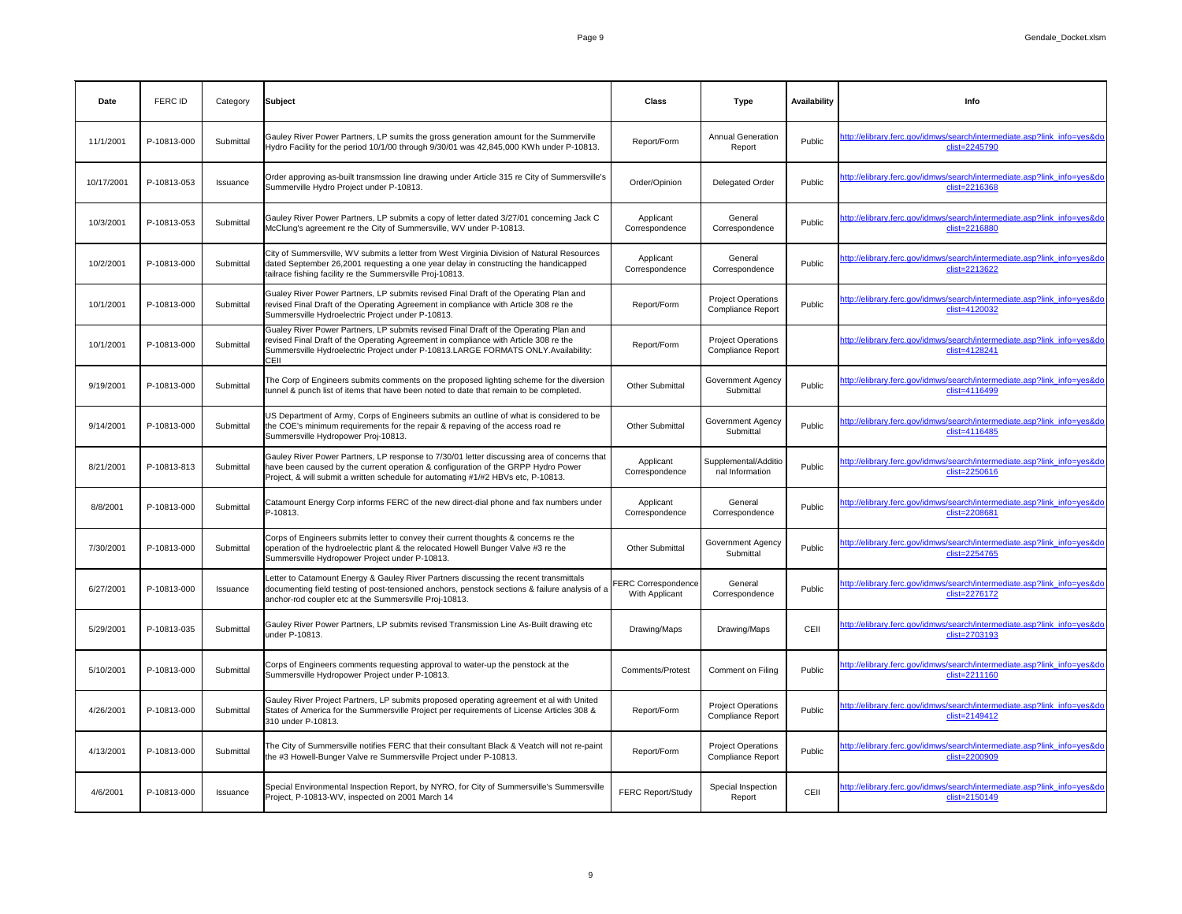| Date | FERC ID | Category | Subject | Class | Type | Availability | Info |
|---|---|---|---|---|---|---|---|
| 11/1/2001 | P-10813-000 | Submittal | Gauley River Power Partners, LP sumits the gross generation amount for the Summerville Hydro Facility for the period 10/1/00 through 9/30/01 was 42,845,000 KWh under P-10813. | Report/Form | Annual Generation Report | Public | http://elibrary.ferc.gov/idmws/search/intermediate.asp?link_info=yes&doclist=2245790 |
| 10/17/2001 | P-10813-053 | Issuance | Order approving as-built transmssion line drawing under Article 315 re City of Summersville's Summerville Hydro Project under P-10813. | Order/Opinion | Delegated Order | Public | http://elibrary.ferc.gov/idmws/search/intermediate.asp?link_info=yes&doclist=2216368 |
| 10/3/2001 | P-10813-053 | Submittal | Gauley River Power Partners, LP submits a copy of letter dated 3/27/01 concerning Jack C McClung's agreement re the City of Summersville, WV under P-10813. | Applicant Correspondence | General Correspondence | Public | http://elibrary.ferc.gov/idmws/search/intermediate.asp?link_info=yes&doclist=2216880 |
| 10/2/2001 | P-10813-000 | Submittal | City of Summersville, WV submits a letter from West Virginia Division of Natural Resources dated September 26,2001 requesting a one year delay in constructing the handicapped tailrace fishing facility re the Summersville Proj-10813. | Applicant Correspondence | General Correspondence | Public | http://elibrary.ferc.gov/idmws/search/intermediate.asp?link_info=yes&doclist=2213622 |
| 10/1/2001 | P-10813-000 | Submittal | Gualey River Power Partners, LP submits revised Final Draft of the Operating Plan and revised Final Draft of the Operating Agreement in compliance with Article 308 re the Summersville Hydroelectric Project under P-10813. | Report/Form | Project Operations Compliance Report | Public | http://elibrary.ferc.gov/idmws/search/intermediate.asp?link_info=yes&doclist=4120032 |
| 10/1/2001 | P-10813-000 | Submittal | Gualey River Power Partners, LP submits revised Final Draft of the Operating Plan and revised Final Draft of the Operating Agreement in compliance with Article 308 re the Summersville Hydroelectric Project under P-10813.LARGE FORMATS ONLY.Availability: CEII | Report/Form | Project Operations Compliance Report | | http://elibrary.ferc.gov/idmws/search/intermediate.asp?link_info=yes&doclist=4128241 |
| 9/19/2001 | P-10813-000 | Submittal | The Corp of Engineers submits comments on the proposed lighting scheme for the diversion tunnel & punch list of items that have been noted to date that remain to be completed. | Other Submittal | Government Agency Submittal | Public | http://elibrary.ferc.gov/idmws/search/intermediate.asp?link_info=yes&doclist=4116499 |
| 9/14/2001 | P-10813-000 | Submittal | US Department of Army, Corps of Engineers submits an outline of what is considered to be the COE's minimum requirements for the repair & repaving of the access road re Summersville Hydropower Proj-10813. | Other Submittal | Government Agency Submittal | Public | http://elibrary.ferc.gov/idmws/search/intermediate.asp?link_info=yes&doclist=4116485 |
| 8/21/2001 | P-10813-813 | Submittal | Gauley River Power Partners, LP response to 7/30/01 letter discussing area of concerns that have been caused by the current operation & configuration of the GRPP Hydro Power Project, & will submit a written schedule for automating #1/#2 HBVs etc, P-10813. | Applicant Correspondence | Supplemental/Additional Information | Public | http://elibrary.ferc.gov/idmws/search/intermediate.asp?link_info=yes&doclist=2250616 |
| 8/8/2001 | P-10813-000 | Submittal | Catamount Energy Corp informs FERC of the new direct-dial phone and fax numbers under P-10813. | Applicant Correspondence | General Correspondence | Public | http://elibrary.ferc.gov/idmws/search/intermediate.asp?link_info=yes&doclist=2208681 |
| 7/30/2001 | P-10813-000 | Submittal | Corps of Engineers submits letter to convey their current thoughts & concerns re the operation of the hydroelectric plant & the relocated Howell Bunger Valve #3 re the Summersville Hydropower Project under P-10813. | Other Submittal | Government Agency Submittal | Public | http://elibrary.ferc.gov/idmws/search/intermediate.asp?link_info=yes&doclist=2254765 |
| 6/27/2001 | P-10813-000 | Issuance | Letter to Catamount Energy & Gauley River Partners discussing the recent transmittals documenting field testing of post-tensioned anchors, penstock sections & failure analysis of a anchor-rod coupler etc at the Summersville Proj-10813. | FERC Correspondence With Applicant | General Correspondence | Public | http://elibrary.ferc.gov/idmws/search/intermediate.asp?link_info=yes&doclist=2276172 |
| 5/29/2001 | P-10813-035 | Submittal | Gauley River Power Partners, LP submits revised Transmission Line As-Built drawing etc under P-10813. | Drawing/Maps | Drawing/Maps | CEII | http://elibrary.ferc.gov/idmws/search/intermediate.asp?link_info=yes&doclist=2703193 |
| 5/10/2001 | P-10813-000 | Submittal | Corps of Engineers comments requesting approval to water-up the penstock at the Summersville Hydropower Project under P-10813. | Comments/Protest | Comment on Filing | Public | http://elibrary.ferc.gov/idmws/search/intermediate.asp?link_info=yes&doclist=2211160 |
| 4/26/2001 | P-10813-000 | Submittal | Gauley River Project Partners, LP submits proposed operating agreement et al with United States of America for the Summersville Project per requirements of License Articles 308 & 310 under P-10813. | Report/Form | Project Operations Compliance Report | Public | http://elibrary.ferc.gov/idmws/search/intermediate.asp?link_info=yes&doclist=2149412 |
| 4/13/2001 | P-10813-000 | Submittal | The City of Summersville notifies FERC that their consultant Black & Veatch will not re-paint the #3 Howell-Bunger Valve re Summersville Project under P-10813. | Report/Form | Project Operations Compliance Report | Public | http://elibrary.ferc.gov/idmws/search/intermediate.asp?link_info=yes&doclist=2200909 |
| 4/6/2001 | P-10813-000 | Issuance | Special Environmental Inspection Report, by NYRO, for City of Summersville's Summersville Project, P-10813-WV, inspected on 2001 March 14 | FERC Report/Study | Special Inspection Report | CEII | http://elibrary.ferc.gov/idmws/search/intermediate.asp?link_info=yes&doclist=2150149 |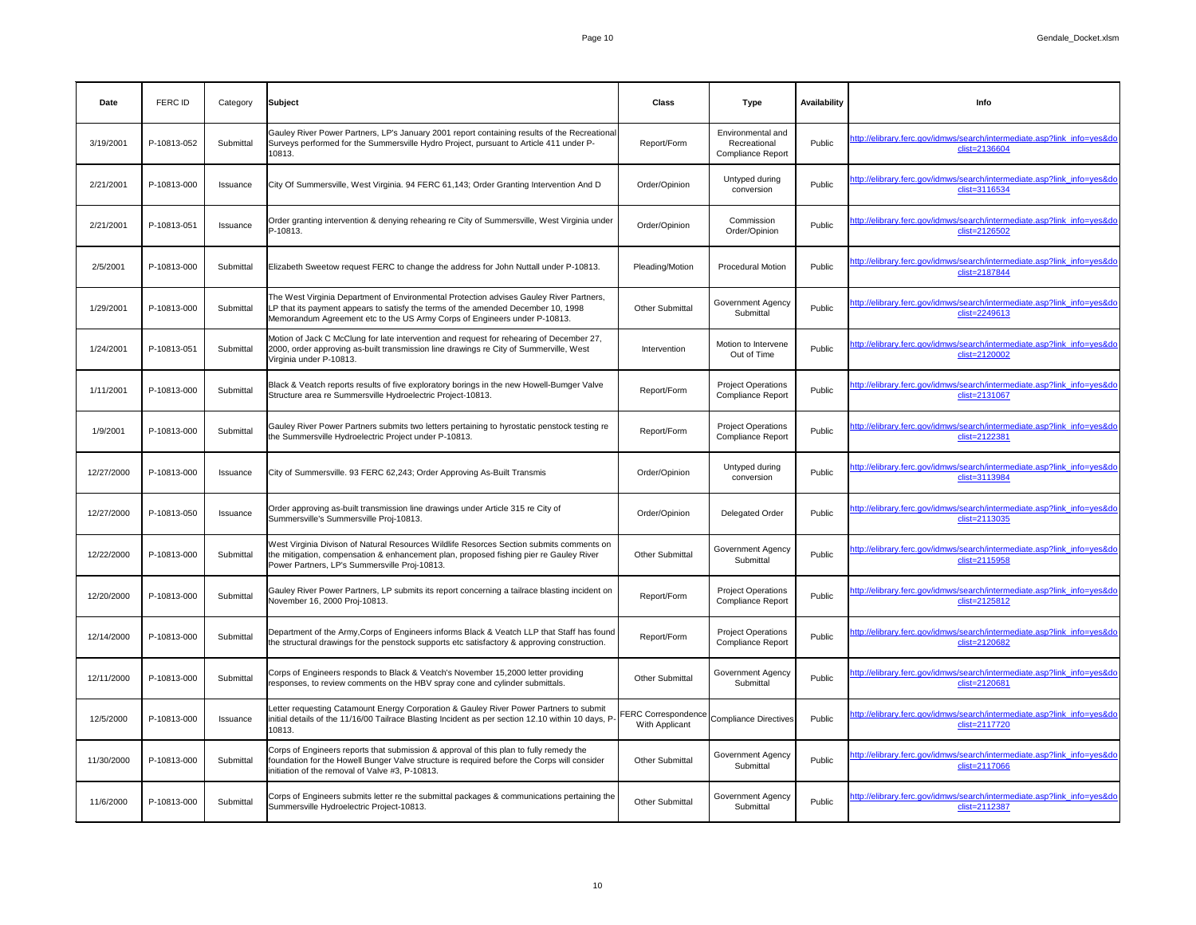| Date | FERC ID | Category | Subject | Class | Type | Availability | Info |
|---|---|---|---|---|---|---|---|
| 3/19/2001 | P-10813-052 | Submittal | Gauley River Power Partners, LP's January 2001 report containing results of the Recreational Surveys performed for the Summersville Hydro Project, pursuant to Article 411 under P-10813. | Report/Form | Environmental and Recreational Compliance Report | Public | http://elibrary.ferc.gov/idmws/search/intermediate.asp?link_info=yes&doclist=2136604 |
| 2/21/2001 | P-10813-000 | Issuance | City Of Summersville, West Virginia. 94 FERC 61,143; Order Granting Intervention And D | Order/Opinion | Untyped during conversion | Public | http://elibrary.ferc.gov/idmws/search/intermediate.asp?link_info=yes&doclist=3116534 |
| 2/21/2001 | P-10813-051 | Issuance | Order granting intervention & denying rehearing re City of Summersville, West Virginia under P-10813. | Order/Opinion | Commission Order/Opinion | Public | http://elibrary.ferc.gov/idmws/search/intermediate.asp?link_info=yes&doclist=2126502 |
| 2/5/2001 | P-10813-000 | Submittal | Elizabeth Sweetow request FERC to change the address for John Nuttall under P-10813. | Pleading/Motion | Procedural Motion | Public | http://elibrary.ferc.gov/idmws/search/intermediate.asp?link_info=yes&doclist=2187844 |
| 1/29/2001 | P-10813-000 | Submittal | The West Virginia Department of Environmental Protection advises Gauley River Partners, LP that its payment appears to satisfy the terms of the amended December 10, 1998 Memorandum Agreement etc to the US Army Corps of Engineers under P-10813. | Other Submittal | Government Agency Submittal | Public | http://elibrary.ferc.gov/idmws/search/intermediate.asp?link_info=yes&doclist=2249613 |
| 1/24/2001 | P-10813-051 | Submittal | Motion of Jack C McClung for late intervention and request for rehearing of December 27, 2000, order approving as-built transmission line drawings re City of Summerville, West Virginia under P-10813. | Intervention | Motion to Intervene Out of Time | Public | http://elibrary.ferc.gov/idmws/search/intermediate.asp?link_info=yes&doclist=2120002 |
| 1/11/2001 | P-10813-000 | Submittal | Black & Veatch reports results of five exploratory borings in the new Howell-Bumger Valve Structure area re Summersville Hydroelectric Project-10813. | Report/Form | Project Operations Compliance Report | Public | http://elibrary.ferc.gov/idmws/search/intermediate.asp?link_info=yes&doclist=2131067 |
| 1/9/2001 | P-10813-000 | Submittal | Gauley River Power Partners submits two letters pertaining to hyrostatic penstock testing re the Summersville Hydroelectric Project under P-10813. | Report/Form | Project Operations Compliance Report | Public | http://elibrary.ferc.gov/idmws/search/intermediate.asp?link_info=yes&doclist=2122381 |
| 12/27/2000 | P-10813-000 | Issuance | City of Summersville. 93 FERC 62,243; Order Approving As-Built Transmis | Order/Opinion | Untyped during conversion | Public | http://elibrary.ferc.gov/idmws/search/intermediate.asp?link_info=yes&doclist=3113984 |
| 12/27/2000 | P-10813-050 | Issuance | Order approving as-built transmission line drawings under Article 315 re City of Summersville's Summersville Proj-10813. | Order/Opinion | Delegated Order | Public | http://elibrary.ferc.gov/idmws/search/intermediate.asp?link_info=yes&doclist=2113035 |
| 12/22/2000 | P-10813-000 | Submittal | West Virginia Divison of Natural Resources Wildlife Resorces Section submits comments on the mitigation, compensation & enhancement plan, proposed fishing pier re Gauley River Power Partners, LP's Summersville Proj-10813. | Other Submittal | Government Agency Submittal | Public | http://elibrary.ferc.gov/idmws/search/intermediate.asp?link_info=yes&doclist=2115958 |
| 12/20/2000 | P-10813-000 | Submittal | Gauley River Power Partners, LP submits its report concerning a tailrace blasting incident on November 16, 2000 Proj-10813. | Report/Form | Project Operations Compliance Report | Public | http://elibrary.ferc.gov/idmws/search/intermediate.asp?link_info=yes&doclist=2125812 |
| 12/14/2000 | P-10813-000 | Submittal | Department of the Army,Corps of Engineers informs Black & Veatch LLP that Staff has found the structural drawings for the penstock supports etc satisfactory & approving construction. | Report/Form | Project Operations Compliance Report | Public | http://elibrary.ferc.gov/idmws/search/intermediate.asp?link_info=yes&doclist=2120682 |
| 12/11/2000 | P-10813-000 | Submittal | Corps of Engineers responds to Black & Veatch's November 15,2000 letter providing responses, to review comments on the HBV spray cone and cylinder submittals. | Other Submittal | Government Agency Submittal | Public | http://elibrary.ferc.gov/idmws/search/intermediate.asp?link_info=yes&doclist=2120681 |
| 12/5/2000 | P-10813-000 | Issuance | Letter requesting Catamount Energy Corporation & Gauley River Power Partners to submit initial details of the 11/16/00 Tailrace Blasting Incident as per section 12.10 within 10 days, P-10813. | FERC Correspondence With Applicant | Compliance Directives | Public | http://elibrary.ferc.gov/idmws/search/intermediate.asp?link_info=yes&doclist=2117720 |
| 11/30/2000 | P-10813-000 | Submittal | Corps of Engineers reports that submission & approval of this plan to fully remedy the foundation for the Howell Bunger Valve structure is required before the Corps will consider initiation of the removal of Valve #3, P-10813. | Other Submittal | Government Agency Submittal | Public | http://elibrary.ferc.gov/idmws/search/intermediate.asp?link_info=yes&doclist=2117066 |
| 11/6/2000 | P-10813-000 | Submittal | Corps of Engineers submits letter re the submittal packages & communications pertaining the Summersville Hydroelectric Project-10813. | Other Submittal | Government Agency Submittal | Public | http://elibrary.ferc.gov/idmws/search/intermediate.asp?link_info=yes&doclist=2112387 |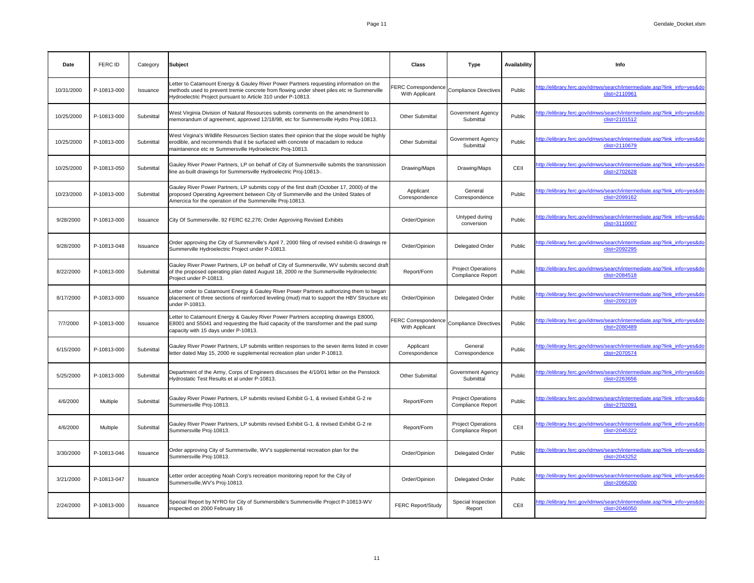| Date | FERC ID | Category | Subject | Class | Type | Availability | Info |
|---|---|---|---|---|---|---|---|
| 10/31/2000 | P-10813-000 | Issuance | Letter to Catamount Energy & Gauley River Power Partners requesting information on the methods used to prevent tremie concrete from flowing under sheet piles etc re Summerville Hydroelectric Project pursuant to Article 310 under P-10813. | FERC Correspondence With Applicant | Compliance Directives | Public | http://elibrary.ferc.gov/idmws/search/intermediate.asp?link_info=yes&doclist=2110961 |
| 10/25/2000 | P-10813-000 | Submittal | West Virginia Division of Natural Resources submits comments on the amendment to memorandum of agreement, approved 12/18/98, etc for Summersville Hydro Proj-10813. | Other Submittal | Government Agency Submittal | Public | http://elibrary.ferc.gov/idmws/search/intermediate.asp?link_info=yes&doclist=2101512 |
| 10/25/2000 | P-10813-000 | Submittal | West Virgina's Wildlife Resources Section states their opinion that the slope would be highly erodible, and recommends that it be surfaced with concrete of macadam to reduce maintenance etc re Summersville Hydroelectric Proj-10813. | Other Submittal | Government Agency Submittal | Public | http://elibrary.ferc.gov/idmws/search/intermediate.asp?link_info=yes&doclist=2110679 |
| 10/25/2000 | P-10813-050 | Submittal | Gauley River Power Partners, LP on behalf of City of Summersville submits the transmission line as-built drawings for Summersville Hydroelectric Proj-10813-. | Drawing/Maps | Drawing/Maps | CEII | http://elibrary.ferc.gov/idmws/search/intermediate.asp?link_info=yes&doclist=2702628 |
| 10/23/2000 | P-10813-000 | Submittal | Gauley River Power Partners, LP submits copy of the first draft (October 17, 2000) of the proposed Operating Agreement between City of Summerville and the United States of Amercica for the operation of the Summerville Proj-10813. | Applicant Correspondence | General Correspondence | Public | http://elibrary.ferc.gov/idmws/search/intermediate.asp?link_info=yes&doclist=2099162 |
| 9/28/2000 | P-10813-000 | Issuance | City Of Summersville. 92 FERC 62,276; Order Approving Revised Exhibits | Order/Opinion | Untyped during conversion | Public | http://elibrary.ferc.gov/idmws/search/intermediate.asp?link_info=yes&doclist=3110007 |
| 9/28/2000 | P-10813-048 | Issuance | Order approving the City of Summerville's April 7, 2000 filing of revised exhibit-G drawings re Summerville Hydroelectric Project under P-10813. | Order/Opinion | Delegated Order | Public | http://elibrary.ferc.gov/idmws/search/intermediate.asp?link_info=yes&doclist=2092295 |
| 8/22/2000 | P-10813-000 | Submittal | Gauley River Power Partners, LP on behalf of City of Summersville, WV submits second draft of the proposed operating plan dated August 18, 2000 re the Summersville Hydroelectric Project under P-10813. | Report/Form | Project Operations Compliance Report | Public | http://elibrary.ferc.gov/idmws/search/intermediate.asp?link_info=yes&doclist=2084518 |
| 8/17/2000 | P-10813-000 | Issuance | Letter order to Catamount Energy & Gauley River Power Partners authorizing them to began placement of three sections of reinforced leveling (mud) mat to support the HBV Structure etc under P-10813. | Order/Opinion | Delegated Order | Public | http://elibrary.ferc.gov/idmws/search/intermediate.asp?link_info=yes&doclist=2092109 |
| 7/7/2000 | P-10813-000 | Issuance | Letter to Catamount Energy & Gauley River Power Partners accepting drawings E8000, E8001 and S5041 and requesting the fluid capacity of the transformer and the pad sump capacity with 15 days under P-10813. | FERC Correspondence With Applicant | Compliance Directives | Public | http://elibrary.ferc.gov/idmws/search/intermediate.asp?link_info=yes&doclist=2080489 |
| 6/15/2000 | P-10813-000 | Submittal | Gauley River Power Partners, LP submits written responses to the seven items listed in cover letter dated May 15, 2000 re supplemental recreation plan under P-10813. | Applicant Correspondence | General Correspondence | Public | http://elibrary.ferc.gov/idmws/search/intermediate.asp?link_info=yes&doclist=2070574 |
| 5/25/2000 | P-10813-000 | Submittal | Department of the Army, Corps of Engineers discusses the 4/10/01 letter on the Penstock Hydrostatic Test Results et al under P-10813. | Other Submittal | Government Agency Submittal | Public | http://elibrary.ferc.gov/idmws/search/intermediate.asp?link_info=yes&doclist=2263656 |
| 4/6/2000 | Multiple | Submittal | Gauley River Power Partners, LP submits revised Exhibit G-1, & revised Exhibit G-2 re Summersville Proj-10813. | Report/Form | Project Operations Compliance Report | Public | http://elibrary.ferc.gov/idmws/search/intermediate.asp?link_info=yes&doclist=2702091 |
| 4/6/2000 | Multiple | Submittal | Gauley River Power Partners, LP submits revised Exhibit G-1, & revised Exhibit G-2 re Summersville Proj-10813. | Report/Form | Project Operations Compliance Report | CEII | http://elibrary.ferc.gov/idmws/search/intermediate.asp?link_info=yes&doclist=2045322 |
| 3/30/2000 | P-10813-046 | Issuance | Order approving City of Summersville, WV's supplemental recreation plan for the Summersville Proj-10813. | Order/Opinion | Delegated Order | Public | http://elibrary.ferc.gov/idmws/search/intermediate.asp?link_info=yes&doclist=2043252 |
| 3/21/2000 | P-10813-047 | Issuance | Letter order accepting Noah Corp's recreation monitoring report for the City of Summersville,WV's Proj-10813. | Order/Opinion | Delegated Order | Public | http://elibrary.ferc.gov/idmws/search/intermediate.asp?link_info=yes&doclist=2066200 |
| 2/24/2000 | P-10813-000 | Issuance | Special Report by NYRO for City of Summersbille's Summersville Project P-10813-WV inspected on 2000 February 16 | FERC Report/Study | Special Inspection Report | CEII | http://elibrary.ferc.gov/idmws/search/intermediate.asp?link_info=yes&doclist=2046050 |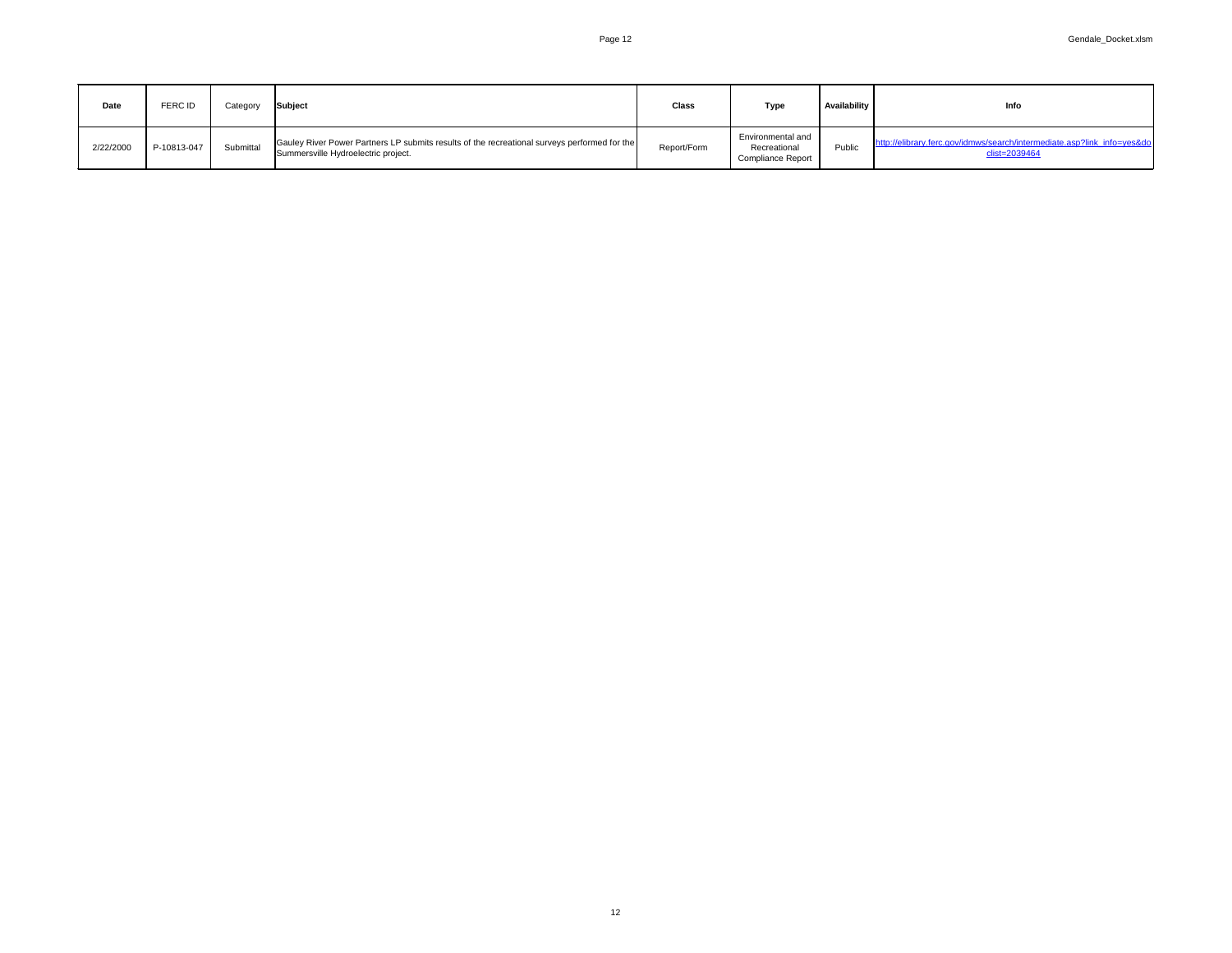| Date | FERC ID | Category | Subject | Class | Type | Availability | Info |
|---|---|---|---|---|---|---|---|
| 2/22/2000 | P-10813-047 | Submittal | Gauley River Power Partners LP submits results of the recreational surveys performed for the Summersville Hydroelectric project. | Report/Form | Environmental and Recreational Compliance Report | Public | http://elibrary.ferc.gov/idmws/search/intermediate.asp?link_info=yes&doclist=2039464 |